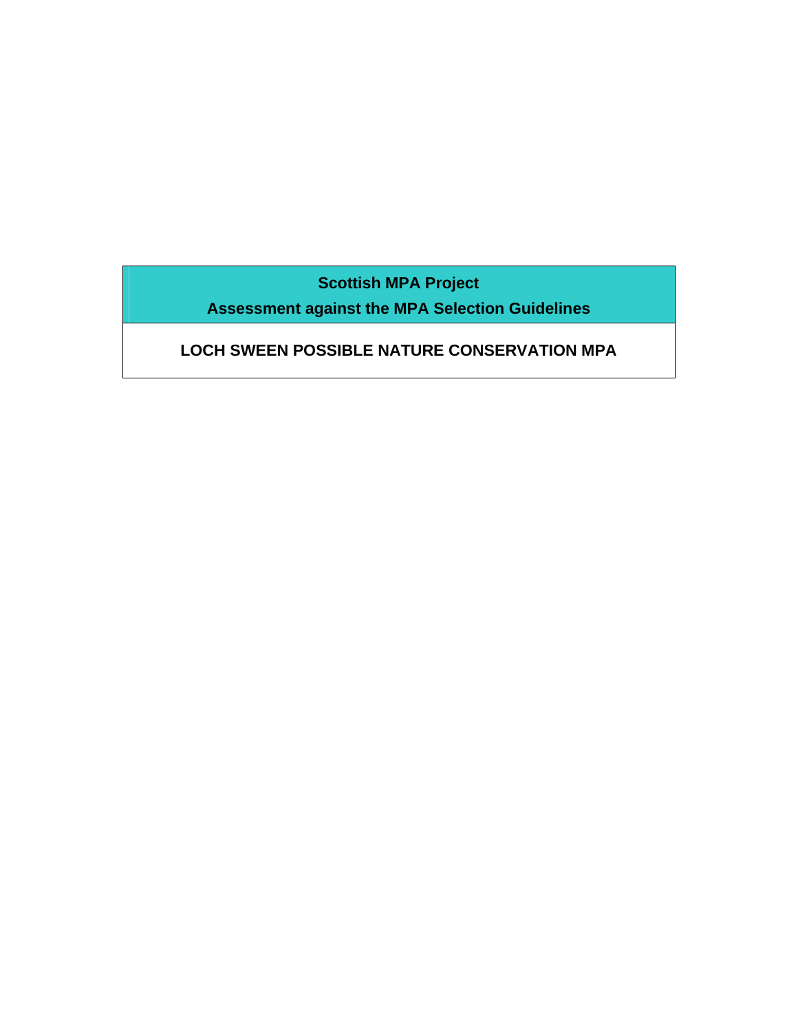**Scottish MPA Project**

**Assessment against the MPA Selection Guidelines**

# LOCH SWEEN POSSIBLE NATURE CONSERVATION MPA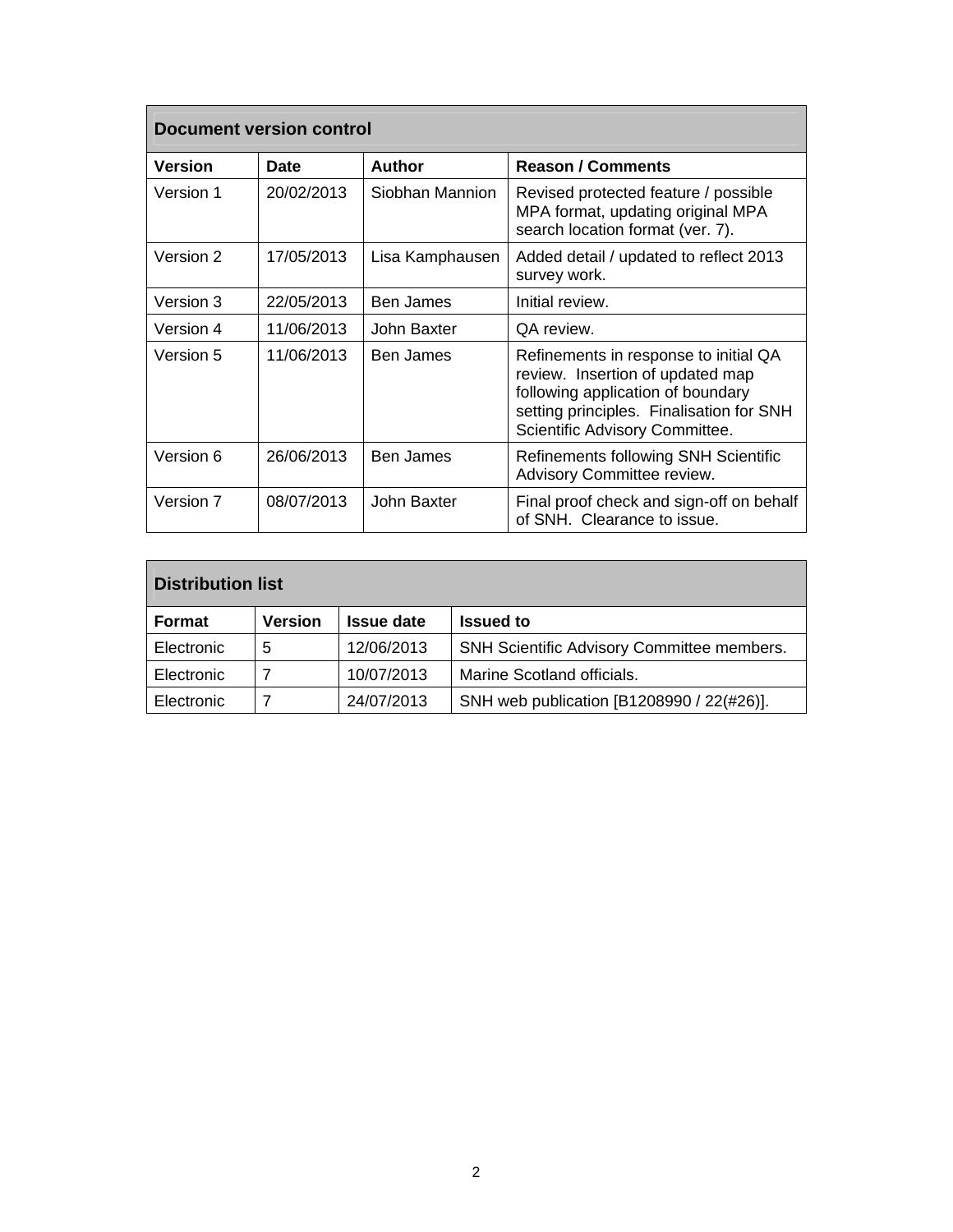| Document version control | | | |
|---|---|---|---|
| **Version** | **Date** | **Author** | **Reason / Comments** |
| Version 1 | 20/02/2013 | Siobhan Mannion | Revised protected feature / possible MPA format, updating original MPA search location format (ver. 7). |
| Version 2 | 17/05/2013 | Lisa Kamphausen | Added detail / updated to reflect 2013 survey work. |
| Version 3 | 22/05/2013 | Ben James | Initial review. |
| Version 4 | 11/06/2013 | John Baxter | QA review. |
| Version 5 | 11/06/2013 | Ben James | Refinements in response to initial QA review. Insertion of updated map following application of boundary setting principles. Finalisation for SNH Scientific Advisory Committee. |
| Version 6 | 26/06/2013 | Ben James | Refinements following SNH Scientific Advisory Committee review. |
| Version 7 | 08/07/2013 | John Baxter | Final proof check and sign-off on behalf of SNH. Clearance to issue. |

| Distribution list | | | |
|---|---|---|---|
| **Format** | **Version** | **Issue date** | **Issued to** |
| Electronic | 5 | 12/06/2013 | SNH Scientific Advisory Committee members. |
| Electronic | 7 | 10/07/2013 | Marine Scotland officials. |
| Electronic | 7 | 24/07/2013 | SNH web publication [B1208990 / 22(#26)]. |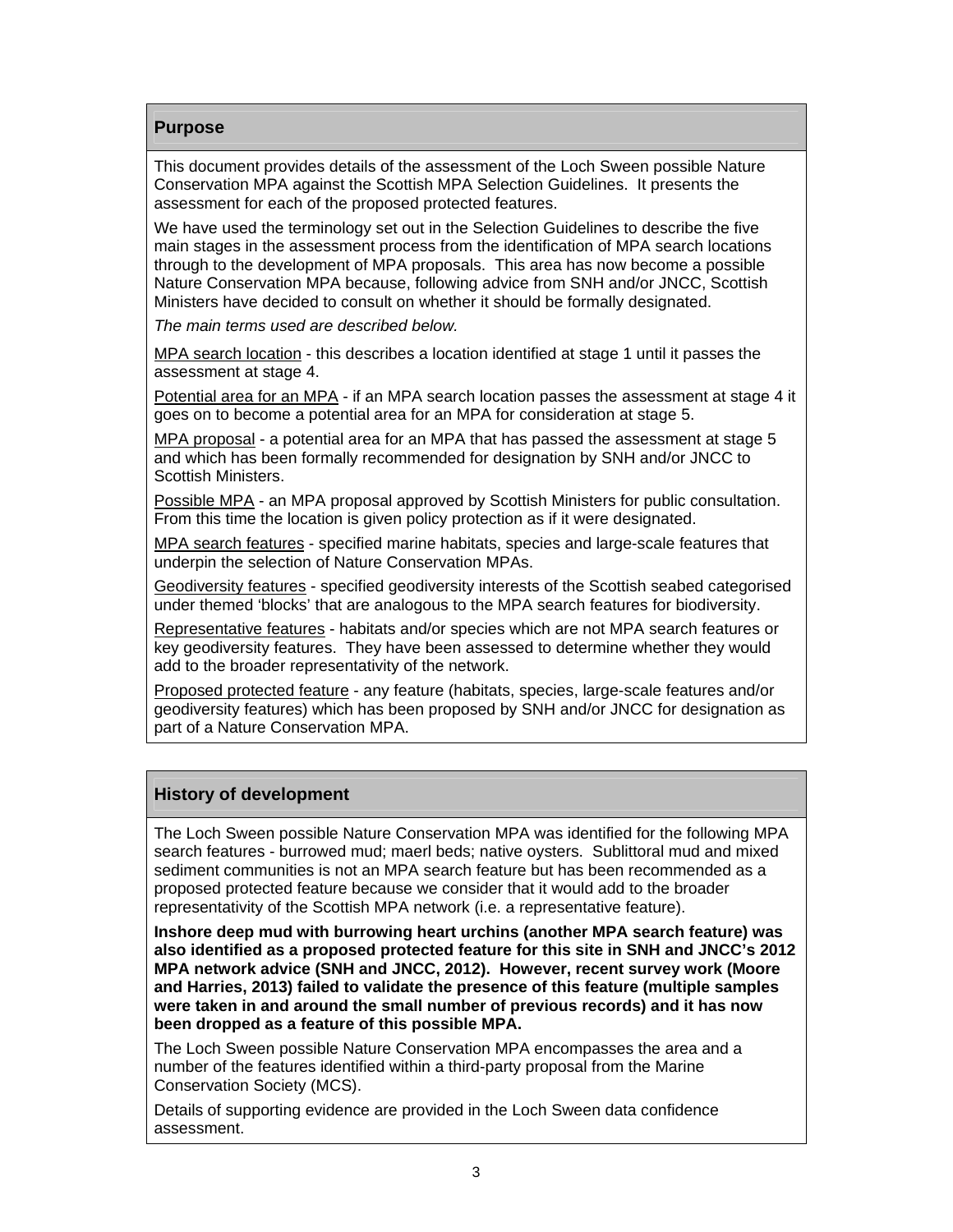## Purpose

This document provides details of the assessment of the Loch Sween possible Nature Conservation MPA against the Scottish MPA Selection Guidelines. It presents the assessment for each of the proposed protected features.

We have used the terminology set out in the Selection Guidelines to describe the five main stages in the assessment process from the identification of MPA search locations through to the development of MPA proposals. This area has now become a possible Nature Conservation MPA because, following advice from SNH and/or JNCC, Scottish Ministers have decided to consult on whether it should be formally designated.

*The main terms used are described below.*

MPA search location - this describes a location identified at stage 1 until it passes the assessment at stage 4.

Potential area for an MPA - if an MPA search location passes the assessment at stage 4 it goes on to become a potential area for an MPA for consideration at stage 5.

MPA proposal - a potential area for an MPA that has passed the assessment at stage 5 and which has been formally recommended for designation by SNH and/or JNCC to Scottish Ministers.

Possible MPA - an MPA proposal approved by Scottish Ministers for public consultation. From this time the location is given policy protection as if it were designated.

MPA search features - specified marine habitats, species and large-scale features that underpin the selection of Nature Conservation MPAs.

Geodiversity features - specified geodiversity interests of the Scottish seabed categorised under themed 'blocks' that are analogous to the MPA search features for biodiversity.

Representative features - habitats and/or species which are not MPA search features or key geodiversity features. They have been assessed to determine whether they would add to the broader representativity of the network.

Proposed protected feature - any feature (habitats, species, large-scale features and/or geodiversity features) which has been proposed by SNH and/or JNCC for designation as part of a Nature Conservation MPA.

## History of development

The Loch Sween possible Nature Conservation MPA was identified for the following MPA search features - burrowed mud; maerl beds; native oysters. Sublittoral mud and mixed sediment communities is not an MPA search feature but has been recommended as a proposed protected feature because we consider that it would add to the broader representativity of the Scottish MPA network (i.e. a representative feature).

**Inshore deep mud with burrowing heart urchins (another MPA search feature) was also identified as a proposed protected feature for this site in SNH and JNCC's 2012 MPA network advice (SNH and JNCC, 2012). However, recent survey work (Moore and Harries, 2013) failed to validate the presence of this feature (multiple samples were taken in and around the small number of previous records) and it has now been dropped as a feature of this possible MPA.**

The Loch Sween possible Nature Conservation MPA encompasses the area and a number of the features identified within a third-party proposal from the Marine Conservation Society (MCS).

Details of supporting evidence are provided in the Loch Sween data confidence assessment.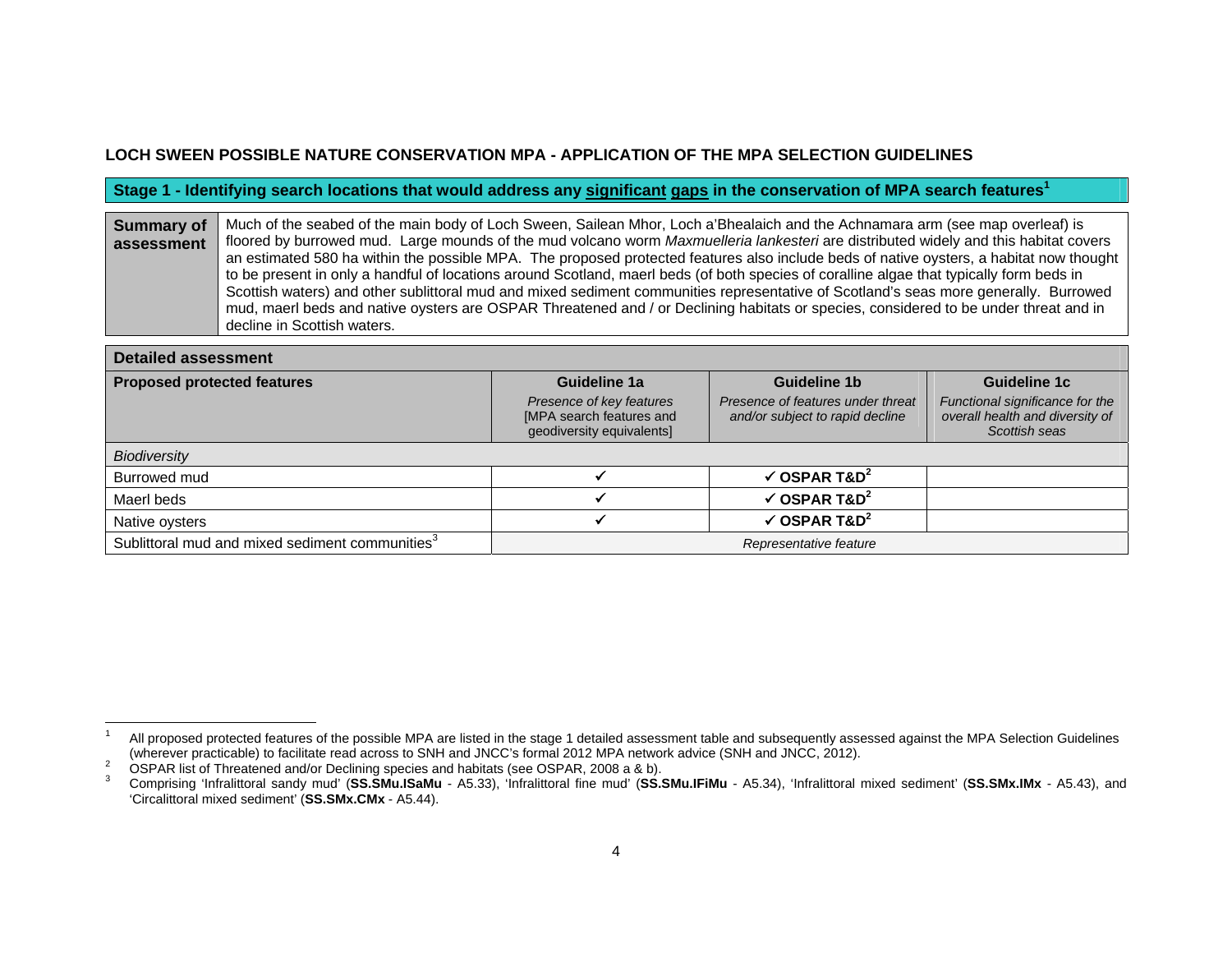# LOCH SWEEN POSSIBLE NATURE CONSERVATION MPA - APPLICATION OF THE MPA SELECTION GUIDELINES

## Stage 1 - Identifying search locations that would address any <u>significant</u> <u>gaps</u> in the conservation of MPA search features[1]

| **Summary of assessment** | Much of the seabed of the main body of Loch Sween, Sailean Mhor, Loch a'Bhealaich and the Achnamara arm (see map overleaf) is floored by burrowed mud. Large mounds of the mud volcano worm *Maxmuelleria lankesteri* are distributed widely and this habitat covers an estimated 580 ha within the possible MPA. The proposed protected features also include beds of native oysters, a habitat now thought to be present in only a handful of locations around Scotland, maerl beds (of both species of coralline algae that typically form beds in Scottish waters) and other sublittoral mud and mixed sediment communities representative of Scotland's seas more generally. Burrowed mud, maerl beds and native oysters are OSPAR Threatened and / or Declining habitats or species, considered to be under threat and in decline in Scottish waters. |
|---|---|

**Detailed assessment**

| **Proposed protected features** | **Guideline 1a**<br>*Presence of key features [MPA search features and geodiversity equivalents]* | **Guideline 1b**<br>*Presence of features under threat and/or subject to rapid decline* | **Guideline 1c**<br>*Functional significance for the overall health and diversity of Scottish seas* |
|---|---|---|---|
| *Biodiversity* | | | |
| Burrowed mud | ✓ | ✓ **OSPAR T&D**[2] | |
| Maerl beds | ✓ | ✓ **OSPAR T&D**[2] | |
| Native oysters | ✓ | ✓ **OSPAR T&D**[2] | |
| Sublittoral mud and mixed sediment communities[3] | *Representative feature* | | |

---

1 All proposed protected features of the possible MPA are listed in the stage 1 detailed assessment table and subsequently assessed against the MPA Selection Guidelines (wherever practicable) to facilitate read across to SNH and JNCC's formal 2012 MPA network advice (SNH and JNCC, 2012).

2 OSPAR list of Threatened and/or Declining species and habitats (see OSPAR, 2008 a & b).

3 Comprising 'Infralittoral sandy mud' (**SS.SMu.ISaMu** - A5.33), 'Infralittoral fine mud' (**SS.SMu.IFiMu** - A5.34), 'Infralittoral mixed sediment' (**SS.SMx.IMx** - A5.43), and 'Circalittoral mixed sediment' (**SS.SMx.CMx** - A5.44).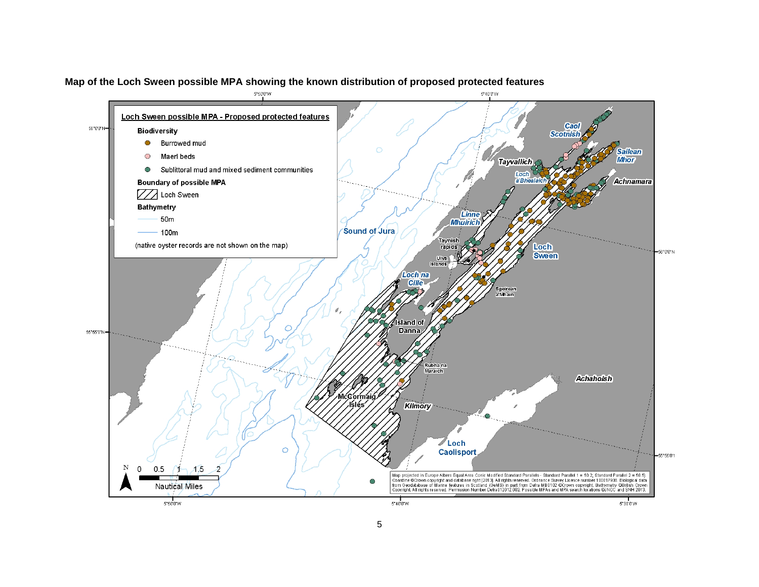**Map of the Loch Sween possible MPA showing the known distribution of proposed protected features**

Loch Sween possible MPA - Proposed protected features

**Biodiversity**

- Burrowed mud
- Maerl beds
- Sublittoral mud and mixed sediment communities

**Boundary of possible MPA**

- Loch Sween

**Bathymetry**

- 50m
- 100m

(native oyster records are not shown on the map)

Map projected in Europe Albers Equal Area Conic Modified Standard Parallels - Standard Parallel 1 = 50.2, Standard Parallel 2 = 58.5) Coastline ©Crown copyright and database right [2013]. All rights reserved. Ordnance Survey Licence number 100017908. Biological data from Geodatabase of Marine features in Scotland (GeMS) in part from Defra MB0102 ©Crown copyright. Bathymetry ©British Crown Copyright. All rights reserved. Permission Number Defra012012.002. Possible MPAs and MPA search locations ©JNCC and SNH 2013.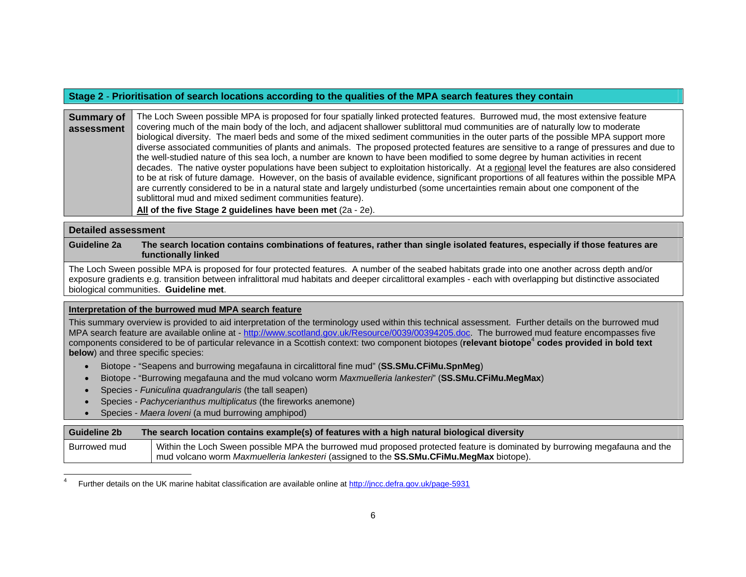## Stage 2 - Prioritisation of search locations according to the qualities of the MPA search features they contain

| **Summary of assessment** | The Loch Sween possible MPA is proposed for four spatially linked protected features. Burrowed mud, the most extensive feature covering much of the main body of the loch, and adjacent shallower sublittoral mud communities are of naturally low to moderate biological diversity. The maerl beds and some of the mixed sediment communities in the outer parts of the possible MPA support more diverse associated communities of plants and animals. The proposed protected features are sensitive to a range of pressures and due to the well-studied nature of this sea loch, a number are known to have been modified to some degree by human activities in recent decades. The native oyster populations have been subject to exploitation historically. At a regional level the features are also considered to be at risk of future damage. However, on the basis of available evidence, significant proportions of all features within the possible MPA are currently considered to be in a natural state and largely undisturbed (some uncertainties remain about one component of the sublittoral mud and mixed sediment communities feature).<br>**All of the five Stage 2 guidelines have been met** (2a - 2e). |
|---|---|

### Detailed assessment

**Guideline 2a — The search location contains combinations of features, rather than single isolated features, especially if those features are functionally linked**

The Loch Sween possible MPA is proposed for four protected features. A number of the seabed habitats grade into one another across depth and/or exposure gradients e.g. transition between infralittoral mud habitats and deeper circalittoral examples - each with overlapping but distinctive associated biological communities. **Guideline met**.

**Interpretation of the burrowed mud MPA search feature**

This summary overview is provided to aid interpretation of the terminology used within this technical assessment. Further details on the burrowed mud MPA search feature are available online at - http://www.scotland.gov.uk/Resource/0039/00394205.doc. The burrowed mud feature encompasses five components considered to be of particular relevance in a Scottish context: two component biotopes (**relevant biotope[4] codes provided in bold text below**) and three specific species:

- Biotope - "Seapens and burrowing megafauna in circalittoral fine mud" (**SS.SMu.CFiMu.SpnMeg**)
- Biotope - "Burrowing megafauna and the mud volcano worm *Maxmuelleria lankesteri*" (**SS.SMu.CFiMu.MegMax**)
- Species - *Funiculina quadrangularis* (the tall seapen)
- Species - *Pachycerianthus multiplicatus* (the fireworks anemone)
- Species - *Maera loveni* (a mud burrowing amphipod)

| **Guideline 2b** | **The search location contains example(s) of features with a high natural biological diversity** |
|---|---|
| Burrowed mud | Within the Loch Sween possible MPA the burrowed mud proposed protected feature is dominated by burrowing megafauna and the mud volcano worm *Maxmuelleria lankesteri* (assigned to the **SS.SMu.CFiMu.MegMax** biotope). |

[4] Further details on the UK marine habitat classification are available online at http://jncc.defra.gov.uk/page-5931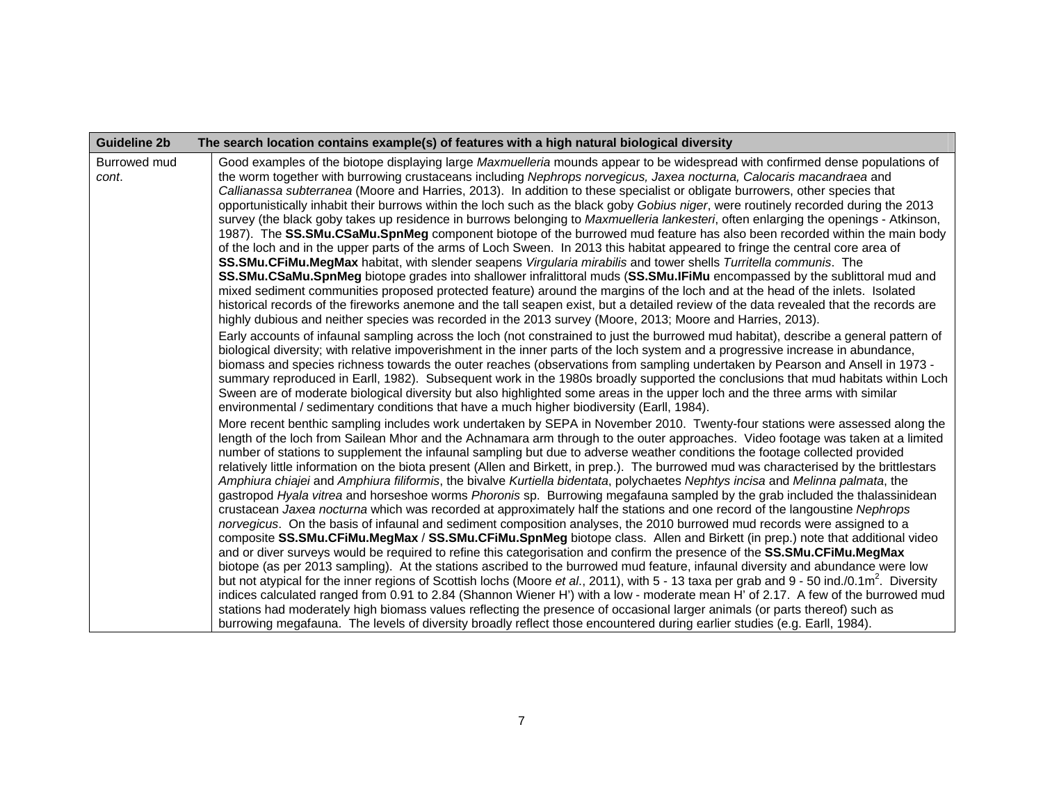| Guideline 2b | The search location contains example(s) of features with a high natural biological diversity |
|---|---|
| Burrowed mud *cont*. | Good examples of the biotope displaying large *Maxmuelleria* mounds appear to be widespread with confirmed dense populations of the worm together with burrowing crustaceans including *Nephrops norvegicus, Jaxea nocturna, Calocaris macandraea* and *Callianassa subterranea* (Moore and Harries, 2013). In addition to these specialist or obligate burrowers, other species that opportunistically inhabit their burrows within the loch such as the black goby *Gobius niger*, were routinely recorded during the 2013 survey (the black goby takes up residence in burrows belonging to *Maxmuelleria lankesteri*, often enlarging the openings - Atkinson, 1987). The **SS.SMu.CSaMu.SpnMeg** component biotope of the burrowed mud feature has also been recorded within the main body of the loch and in the upper parts of the arms of Loch Sween. In 2013 this habitat appeared to fringe the central core area of **SS.SMu.CFiMu.MegMax** habitat, with slender seapens *Virgularia mirabilis* and tower shells *Turritella communis*. The **SS.SMu.CSaMu.SpnMeg** biotope grades into shallower infralittoral muds (**SS.SMu.IFiMu** encompassed by the sublittoral mud and mixed sediment communities proposed protected feature) around the margins of the loch and at the head of the inlets. Isolated historical records of the fireworks anemone and the tall seapen exist, but a detailed review of the data revealed that the records are highly dubious and neither species was recorded in the 2013 survey (Moore, 2013; Moore and Harries, 2013).<br><br>Early accounts of infaunal sampling across the loch (not constrained to just the burrowed mud habitat), describe a general pattern of biological diversity; with relative impoverishment in the inner parts of the loch system and a progressive increase in abundance, biomass and species richness towards the outer reaches (observations from sampling undertaken by Pearson and Ansell in 1973 - summary reproduced in Earll, 1982). Subsequent work in the 1980s broadly supported the conclusions that mud habitats within Loch Sween are of moderate biological diversity but also highlighted some areas in the upper loch and the three arms with similar environmental / sedimentary conditions that have a much higher biodiversity (Earll, 1984).<br><br>More recent benthic sampling includes work undertaken by SEPA in November 2010. Twenty-four stations were assessed along the length of the loch from Sailean Mhor and the Achnamara arm through to the outer approaches. Video footage was taken at a limited number of stations to supplement the infaunal sampling but due to adverse weather conditions the footage collected provided relatively little information on the biota present (Allen and Birkett, in prep.). The burrowed mud was characterised by the brittlestars *Amphiura chiajei* and *Amphiura filiformis*, the bivalve *Kurtiella bidentata*, polychaetes *Nephtys incisa* and *Melinna palmata*, the gastropod *Hyala vitrea* and horseshoe worms *Phoronis* sp. Burrowing megafauna sampled by the grab included the thalassinidean crustacean *Jaxea nocturna* which was recorded at approximately half the stations and one record of the langoustine *Nephrops norvegicus*. On the basis of infaunal and sediment composition analyses, the 2010 burrowed mud records were assigned to a composite **SS.SMu.CFiMu.MegMax** / **SS.SMu.CFiMu.SpnMeg** biotope class. Allen and Birkett (in prep.) note that additional video and or diver surveys would be required to refine this categorisation and confirm the presence of the **SS.SMu.CFiMu.MegMax** biotope (as per 2013 sampling). At the stations ascribed to the burrowed mud feature, infaunal diversity and abundance were low but not atypical for the inner regions of Scottish lochs (Moore *et al*., 2011), with 5 - 13 taxa per grab and 9 - 50 ind./0.1m$^2$. Diversity indices calculated ranged from 0.91 to 2.84 (Shannon Wiener H') with a low - moderate mean H' of 2.17. A few of the burrowed mud stations had moderately high biomass values reflecting the presence of occasional larger animals (or parts thereof) such as burrowing megafauna. The levels of diversity broadly reflect those encountered during earlier studies (e.g. Earll, 1984). |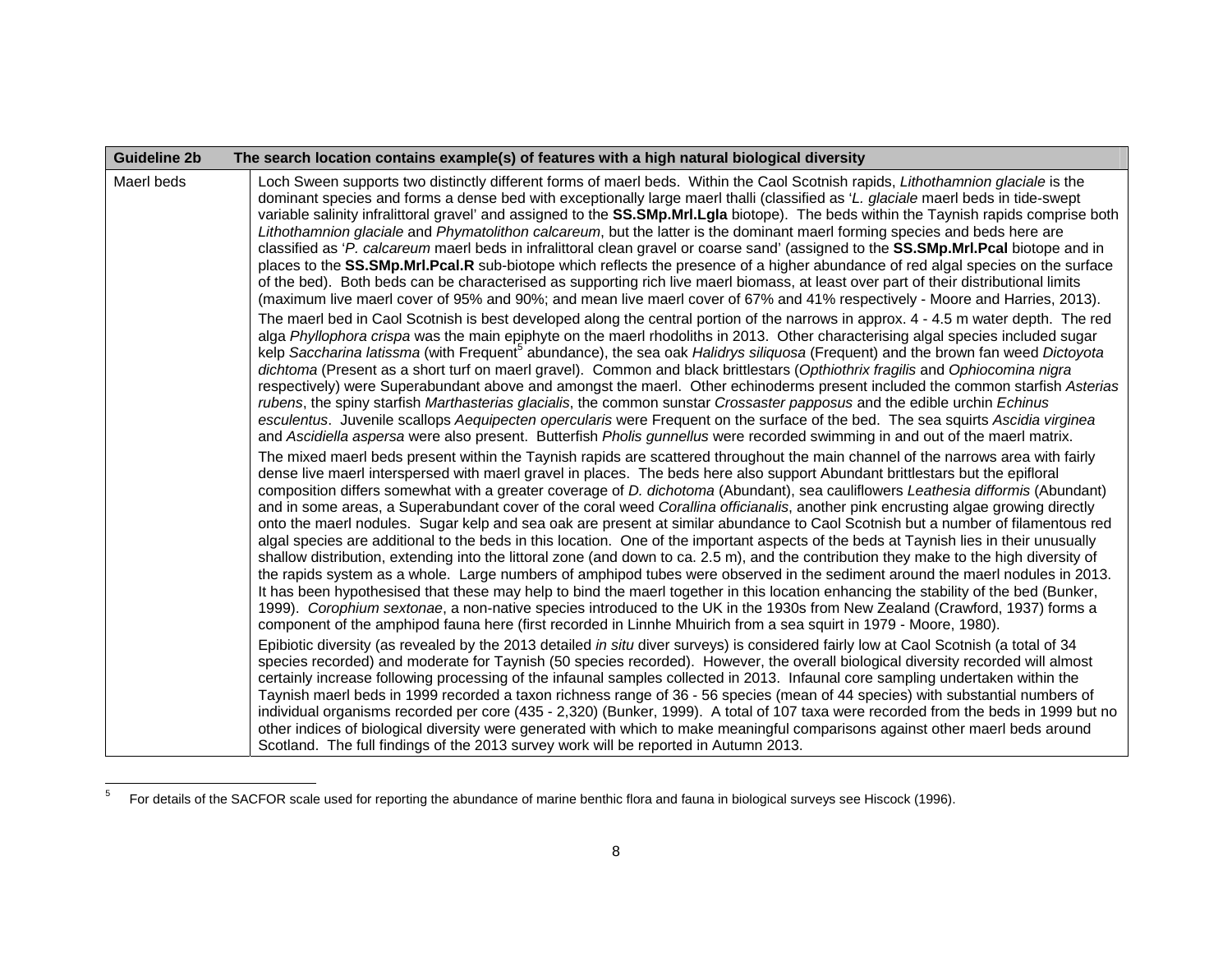| Guideline 2b | The search location contains example(s) of features with a high natural biological diversity |
|---|---|
| Maerl beds | Loch Sween supports two distinctly different forms of maerl beds. Within the Caol Scotnish rapids, *Lithothamnion glaciale* is the dominant species and forms a dense bed with exceptionally large maerl thalli (classified as '*L. glaciale* maerl beds in tide-swept variable salinity infralittoral gravel' and assigned to the **SS.SMp.Mrl.Lgla** biotope). The beds within the Taynish rapids comprise both *Lithothamnion glaciale* and *Phymatolithon calcareum*, but the latter is the dominant maerl forming species and beds here are classified as '*P. calcareum* maerl beds in infralittoral clean gravel or coarse sand' (assigned to the **SS.SMp.Mrl.Pcal** biotope and in places to the **SS.SMp.Mrl.Pcal.R** sub-biotope which reflects the presence of a higher abundance of red algal species on the surface of the bed). Both beds can be characterised as supporting rich live maerl biomass, at least over part of their distributional limits (maximum live maerl cover of 95% and 90%; and mean live maerl cover of 67% and 41% respectively - Moore and Harries, 2013).<br><br>The maerl bed in Caol Scotnish is best developed along the central portion of the narrows in approx. 4 - 4.5 m water depth. The red alga *Phyllophora crispa* was the main epiphyte on the maerl rhodoliths in 2013. Other characterising algal species included sugar kelp *Saccharina latissma* (with Frequent[5] abundance), the sea oak *Halidrys siliquosa* (Frequent) and the brown fan weed *Dictyota dichtoma* (Present as a short turf on maerl gravel). Common and black brittlestars (*Opthiothrix fragilis* and *Ophiocomina nigra* respectively) were Superabundant above and amongst the maerl. Other echinoderms present included the common starfish *Asterias rubens*, the spiny starfish *Marthasterias glacialis*, the common sunstar *Crossaster papposus* and the edible urchin *Echinus esculentus*. Juvenile scallops *Aequipecten opercularis* were Frequent on the surface of the bed. The sea squirts *Ascidia virginea* and *Ascidiella aspersa* were also present. Butterfish *Pholis gunnellus* were recorded swimming in and out of the maerl matrix.<br><br>The mixed maerl beds present within the Taynish rapids are scattered throughout the main channel of the narrows area with fairly dense live maerl interspersed with maerl gravel in places. The beds here also support Abundant brittlestars but the epifloral composition differs somewhat with a greater coverage of *D. dichotoma* (Abundant), sea cauliflowers *Leathesia difformis* (Abundant) and in some areas, a Superabundant cover of the coral weed *Corallina officianalis*, another pink encrusting algae growing directly onto the maerl nodules. Sugar kelp and sea oak are present at similar abundance to Caol Scotnish but a number of filamentous red algal species are additional to the beds in this location. One of the important aspects of the beds at Taynish lies in their unusually shallow distribution, extending into the littoral zone (and down to ca. 2.5 m), and the contribution they make to the high diversity of the rapids system as a whole. Large numbers of amphipod tubes were observed in the sediment around the maerl nodules in 2013. It has been hypothesised that these may help to bind the maerl together in this location enhancing the stability of the bed (Bunker, 1999). *Corophium sextonae*, a non-native species introduced to the UK in the 1930s from New Zealand (Crawford, 1937) forms a component of the amphipod fauna here (first recorded in Linnhe Mhuirich from a sea squirt in 1979 - Moore, 1980).<br><br>Epibiotic diversity (as revealed by the 2013 detailed *in situ* diver surveys) is considered fairly low at Caol Scotnish (a total of 34 species recorded) and moderate for Taynish (50 species recorded). However, the overall biological diversity recorded will almost certainly increase following processing of the infaunal samples collected in 2013. Infaunal core sampling undertaken within the Taynish maerl beds in 1999 recorded a taxon richness range of 36 - 56 species (mean of 44 species) with substantial numbers of individual organisms recorded per core (435 - 2,320) (Bunker, 1999). A total of 107 taxa were recorded from the beds in 1999 but no other indices of biological diversity were generated with which to make meaningful comparisons against other maerl beds around Scotland. The full findings of the 2013 survey work will be reported in Autumn 2013. |

[5] For details of the SACFOR scale used for reporting the abundance of marine benthic flora and fauna in biological surveys see Hiscock (1996).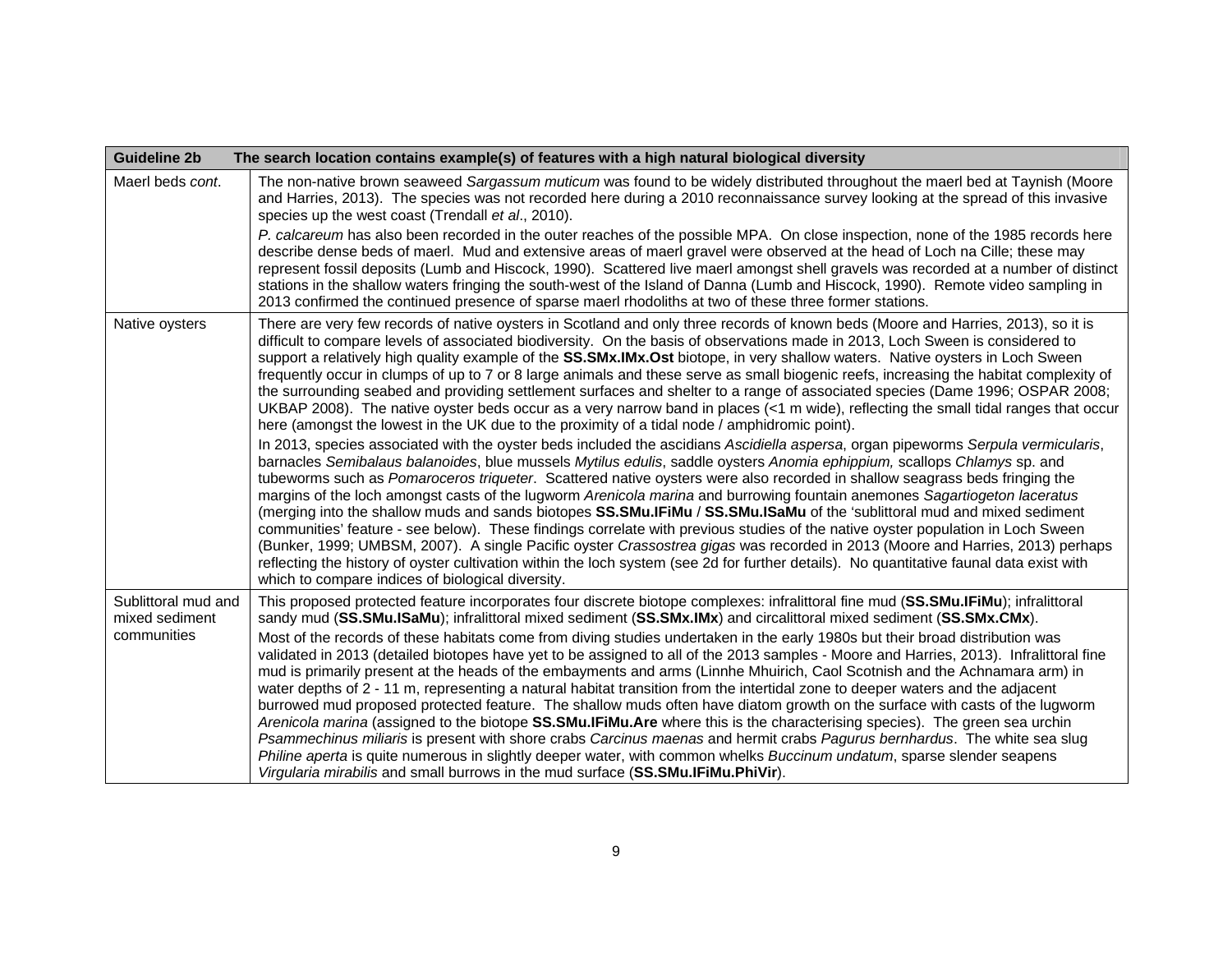| Guideline 2b | The search location contains example(s) of features with a high natural biological diversity |
|---|---|
| Maerl beds *cont*. | The non-native brown seaweed *Sargassum muticum* was found to be widely distributed throughout the maerl bed at Taynish (Moore and Harries, 2013). The species was not recorded here during a 2010 reconnaissance survey looking at the spread of this invasive species up the west coast (Trendall *et al*., 2010).<br>*P. calcareum* has also been recorded in the outer reaches of the possible MPA. On close inspection, none of the 1985 records here describe dense beds of maerl. Mud and extensive areas of maerl gravel were observed at the head of Loch na Cille; these may represent fossil deposits (Lumb and Hiscock, 1990). Scattered live maerl amongst shell gravels was recorded at a number of distinct stations in the shallow waters fringing the south-west of the Island of Danna (Lumb and Hiscock, 1990). Remote video sampling in 2013 confirmed the continued presence of sparse maerl rhodoliths at two of these three former stations. |
| Native oysters | There are very few records of native oysters in Scotland and only three records of known beds (Moore and Harries, 2013), so it is difficult to compare levels of associated biodiversity. On the basis of observations made in 2013, Loch Sween is considered to support a relatively high quality example of the **SS.SMx.IMx.Ost** biotope, in very shallow waters. Native oysters in Loch Sween frequently occur in clumps of up to 7 or 8 large animals and these serve as small biogenic reefs, increasing the habitat complexity of the surrounding seabed and providing settlement surfaces and shelter to a range of associated species (Dame 1996; OSPAR 2008; UKBAP 2008). The native oyster beds occur as a very narrow band in places (<1 m wide), reflecting the small tidal ranges that occur here (amongst the lowest in the UK due to the proximity of a tidal node / amphidromic point).<br>In 2013, species associated with the oyster beds included the ascidians *Ascidiella aspersa*, organ pipeworms *Serpula vermicularis*, barnacles *Semibalaus balanoides*, blue mussels *Mytilus edulis*, saddle oysters *Anomia ephippium,* scallops *Chlamys* sp. and tubeworms such as *Pomaroceros triqueter*. Scattered native oysters were also recorded in shallow seagrass beds fringing the margins of the loch amongst casts of the lugworm *Arenicola marina* and burrowing fountain anemones *Sagartiogeton laceratus* (merging into the shallow muds and sands biotopes **SS.SMu.IFiMu** / **SS.SMu.ISaMu** of the 'sublittoral mud and mixed sediment communities' feature - see below). These findings correlate with previous studies of the native oyster population in Loch Sween (Bunker, 1999; UMBSM, 2007). A single Pacific oyster *Crassostrea gigas* was recorded in 2013 (Moore and Harries, 2013) perhaps reflecting the history of oyster cultivation within the loch system (see 2d for further details). No quantitative faunal data exist with which to compare indices of biological diversity. |
| Sublittoral mud and mixed sediment communities | This proposed protected feature incorporates four discrete biotope complexes: infralittoral fine mud (**SS.SMu.IFiMu**); infralittoral sandy mud (**SS.SMu.ISaMu**); infralittoral mixed sediment (**SS.SMx.IMx**) and circalittoral mixed sediment (**SS.SMx.CMx**).<br>Most of the records of these habitats come from diving studies undertaken in the early 1980s but their broad distribution was validated in 2013 (detailed biotopes have yet to be assigned to all of the 2013 samples - Moore and Harries, 2013). Infralittoral fine mud is primarily present at the heads of the embayments and arms (Linnhe Mhuirich, Caol Scotnish and the Achnamara arm) in water depths of 2 - 11 m, representing a natural habitat transition from the intertidal zone to deeper waters and the adjacent burrowed mud proposed protected feature. The shallow muds often have diatom growth on the surface with casts of the lugworm *Arenicola marina* (assigned to the biotope **SS.SMu.IFiMu.Are** where this is the characterising species). The green sea urchin *Psammechinus miliaris* is present with shore crabs *Carcinus maenas* and hermit crabs *Pagurus bernhardus*. The white sea slug *Philine aperta* is quite numerous in slightly deeper water, with common whelks *Buccinum undatum*, sparse slender seapens *Virgularia mirabilis* and small burrows in the mud surface (**SS.SMu.IFiMu.PhiVir**). |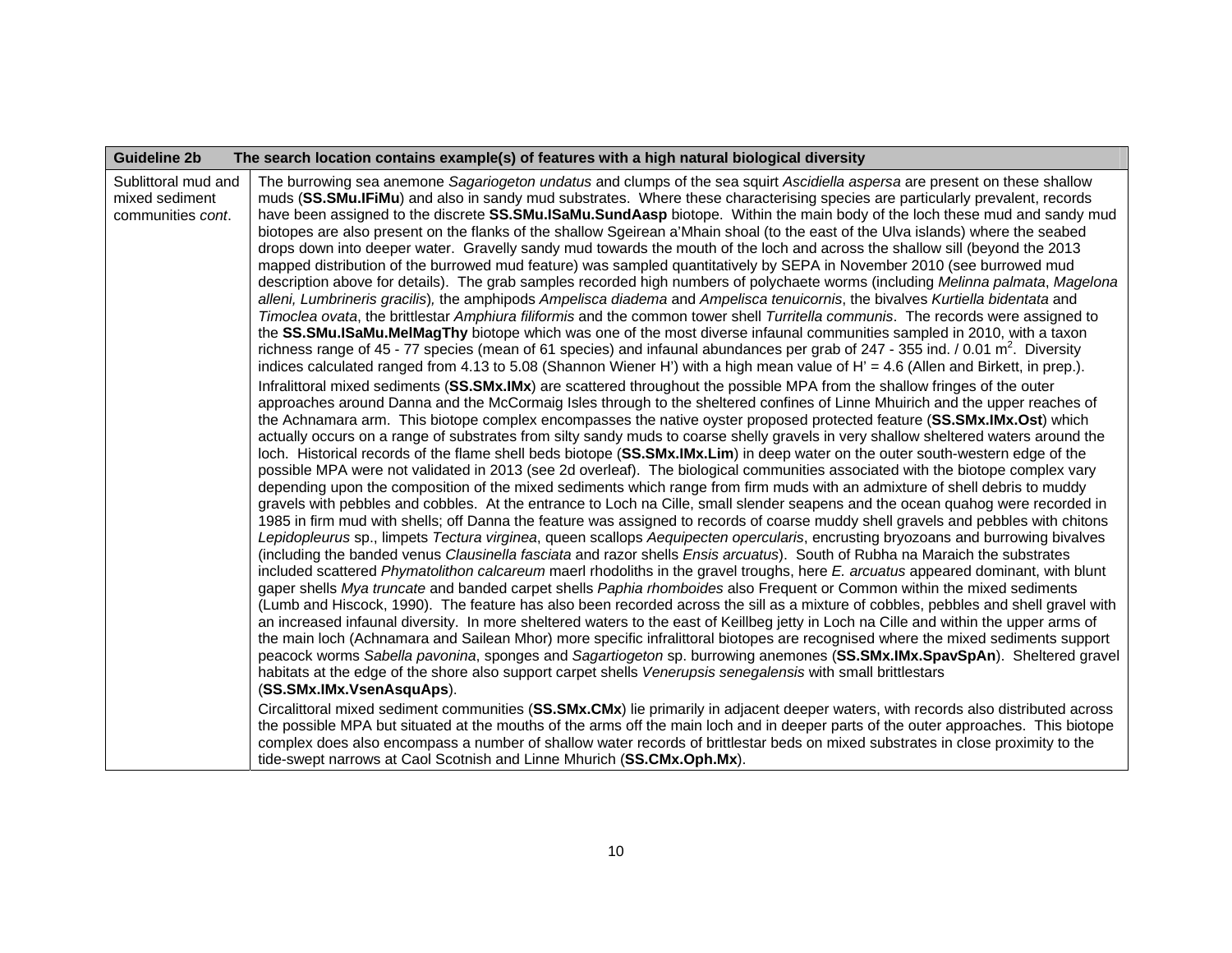| Guideline 2b | The search location contains example(s) of features with a high natural biological diversity |
|---|---|
| Sublittoral mud and mixed sediment communities *cont*. | The burrowing sea anemone *Sagariogeton undatus* and clumps of the sea squirt *Ascidiella aspersa* are present on these shallow muds (**SS.SMu.IFiMu**) and also in sandy mud substrates. Where these characterising species are particularly prevalent, records have been assigned to the discrete **SS.SMu.ISaMu.SundAasp** biotope. Within the main body of the loch these mud and sandy mud biotopes are also present on the flanks of the shallow Sgeirean a'Mhain shoal (to the east of the Ulva islands) where the seabed drops down into deeper water. Gravelly sandy mud towards the mouth of the loch and across the shallow sill (beyond the 2013 mapped distribution of the burrowed mud feature) was sampled quantitatively by SEPA in November 2010 (see burrowed mud description above for details). The grab samples recorded high numbers of polychaete worms (including *Melinna palmata*, *Magelona alleni, Lumbrineris gracilis*), the amphipods *Ampelisca diadema* and *Ampelisca tenuicornis*, the bivalves *Kurtiella bidentata* and *Timoclea ovata*, the brittlestar *Amphiura filiformis* and the common tower shell *Turritella communis*. The records were assigned to the **SS.SMu.ISaMu.MelMagThy** biotope which was one of the most diverse infaunal communities sampled in 2010, with a taxon richness range of 45 - 77 species (mean of 61 species) and infaunal abundances per grab of 247 - 355 ind. / 0.01 $m^2$. Diversity indices calculated ranged from 4.13 to 5.08 (Shannon Wiener H') with a high mean value of H' = 4.6 (Allen and Birkett, in prep.).<br><br>Infralittoral mixed sediments (**SS.SMx.IMx**) are scattered throughout the possible MPA from the shallow fringes of the outer approaches around Danna and the McCormaig Isles through to the sheltered confines of Linne Mhuirich and the upper reaches of the Achnamara arm. This biotope complex encompasses the native oyster proposed protected feature (**SS.SMx.IMx.Ost**) which actually occurs on a range of substrates from silty sandy muds to coarse shelly gravels in very shallow sheltered waters around the loch. Historical records of the flame shell beds biotope (**SS.SMx.IMx.Lim**) in deep water on the outer south-western edge of the possible MPA were not validated in 2013 (see 2d overleaf). The biological communities associated with the biotope complex vary depending upon the composition of the mixed sediments which range from firm muds with an admixture of shell debris to muddy gravels with pebbles and cobbles. At the entrance to Loch na Cille, small slender seapens and the ocean quahog were recorded in 1985 in firm mud with shells; off Danna the feature was assigned to records of coarse muddy shell gravels and pebbles with chitons *Lepidopleurus* sp., limpets *Tectura virginea*, queen scallops *Aequipecten opercularis*, encrusting bryozoans and burrowing bivalves (including the banded venus *Clausinella fasciata* and razor shells *Ensis arcuatus*). South of Rubha na Maraich the substrates included scattered *Phymatolithon calcareum* maerl rhodoliths in the gravel troughs, here *E. arcuatus* appeared dominant, with blunt gaper shells *Mya truncate* and banded carpet shells *Paphia rhomboides* also Frequent or Common within the mixed sediments (Lumb and Hiscock, 1990). The feature has also been recorded across the sill as a mixture of cobbles, pebbles and shell gravel with an increased infaunal diversity. In more sheltered waters to the east of Keillbeg jetty in Loch na Cille and within the upper arms of the main loch (Achnamara and Sailean Mhor) more specific infralittoral biotopes are recognised where the mixed sediments support peacock worms *Sabella pavonina*, sponges and *Sagartiogeton* sp. burrowing anemones (**SS.SMx.IMx.SpavSpAn**). Sheltered gravel habitats at the edge of the shore also support carpet shells *Venerupsis senegalensis* with small brittlestars (**SS.SMx.IMx.VsenAsquAps**).<br><br>Circalittoral mixed sediment communities (**SS.SMx.CMx**) lie primarily in adjacent deeper waters, with records also distributed across the possible MPA but situated at the mouths of the arms off the main loch and in deeper parts of the outer approaches. This biotope complex does also encompass a number of shallow water records of brittlestar beds on mixed substrates in close proximity to the tide-swept narrows at Caol Scotnish and Linne Mhurich (**SS.CMx.Oph.Mx**). |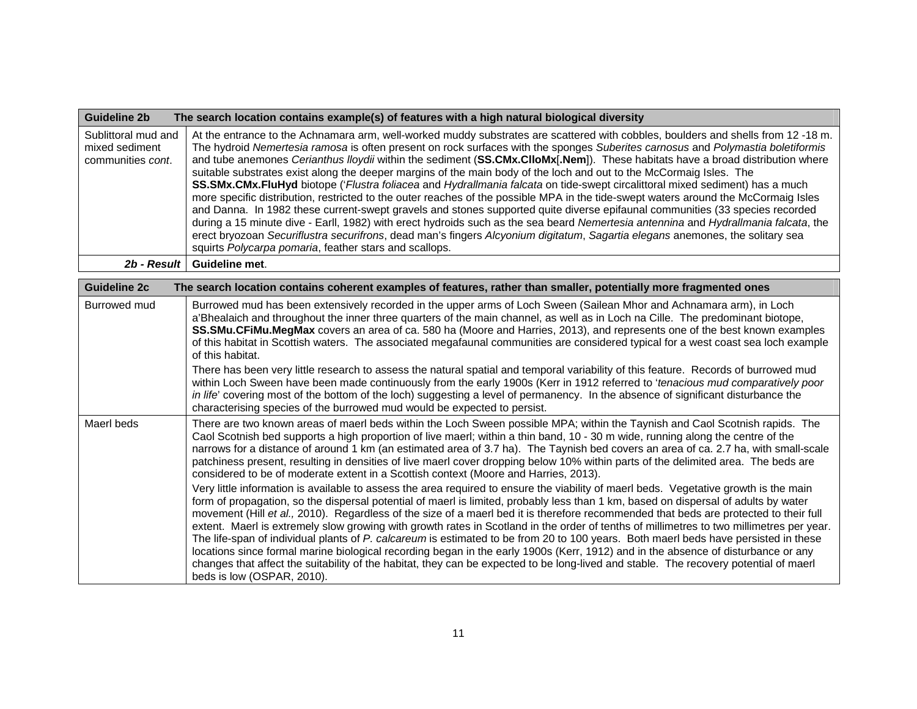| **Guideline 2b** | **The search location contains example(s) of features with a high natural biological diversity** |
|---|---|
| Sublittoral mud and mixed sediment communities *cont*. | At the entrance to the Achnamara arm, well-worked muddy substrates are scattered with cobbles, boulders and shells from 12 -18 m. The hydroid *Nemertesia ramosa* is often present on rock surfaces with the sponges *Suberites carnosus* and *Polymastia boletiformis* and tube anemones *Cerianthus lloydii* within the sediment (**SS.CMx.ClloMx**[**.Nem**]). These habitats have a broad distribution where suitable substrates exist along the deeper margins of the main body of the loch and out to the McCormaig Isles. The **SS.SMx.CMx.FluHyd** biotope ('*Flustra foliacea* and *Hydrallmania falcata* on tide-swept circalittoral mixed sediment) has a much more specific distribution, restricted to the outer reaches of the possible MPA in the tide-swept waters around the McCormaig Isles and Danna. In 1982 these current-swept gravels and stones supported quite diverse epifaunal communities (33 species recorded during a 15 minute dive - Earll, 1982) with erect hydroids such as the sea beard *Nemertesia antennina* and *Hydrallmania falcata*, the erect bryozoan *Securiflustra securifrons*, dead man's fingers *Alcyonium digitatum*, *Sagartia elegans* anemones, the solitary sea squirts *Polycarpa pomaria*, feather stars and scallops. |
| ***2b - Result*** | **Guideline met**. |

| **Guideline 2c** | **The search location contains coherent examples of features, rather than smaller, potentially more fragmented ones** |
|---|---|
| Burrowed mud | Burrowed mud has been extensively recorded in the upper arms of Loch Sween (Sailean Mhor and Achnamara arm), in Loch a'Bhealaich and throughout the inner three quarters of the main channel, as well as in Loch na Cille. The predominant biotope, **SS.SMu.CFiMu.MegMax** covers an area of ca. 580 ha (Moore and Harries, 2013), and represents one of the best known examples of this habitat in Scottish waters. The associated megafaunal communities are considered typical for a west coast sea loch example of this habitat.<br><br>There has been very little research to assess the natural spatial and temporal variability of this feature. Records of burrowed mud within Loch Sween have been made continuously from the early 1900s (Kerr in 1912 referred to '*tenacious mud comparatively poor in life*' covering most of the bottom of the loch) suggesting a level of permanency. In the absence of significant disturbance the characterising species of the burrowed mud would be expected to persist. |
| Maerl beds | There are two known areas of maerl beds within the Loch Sween possible MPA; within the Taynish and Caol Scotnish rapids. The Caol Scotnish bed supports a high proportion of live maerl; within a thin band, 10 - 30 m wide, running along the centre of the narrows for a distance of around 1 km (an estimated area of 3.7 ha). The Taynish bed covers an area of ca. 2.7 ha, with small-scale patchiness present, resulting in densities of live maerl cover dropping below 10% within parts of the delimited area. The beds are considered to be of moderate extent in a Scottish context (Moore and Harries, 2013).<br><br>Very little information is available to assess the area required to ensure the viability of maerl beds. Vegetative growth is the main form of propagation, so the dispersal potential of maerl is limited, probably less than 1 km, based on dispersal of adults by water movement (Hill *et al.,* 2010). Regardless of the size of a maerl bed it is therefore recommended that beds are protected to their full extent. Maerl is extremely slow growing with growth rates in Scotland in the order of tenths of millimetres to two millimetres per year. The life-span of individual plants of *P. calcareum* is estimated to be from 20 to 100 years. Both maerl beds have persisted in these locations since formal marine biological recording began in the early 1900s (Kerr, 1912) and in the absence of disturbance or any changes that affect the suitability of the habitat, they can be expected to be long-lived and stable. The recovery potential of maerl beds is low (OSPAR, 2010). |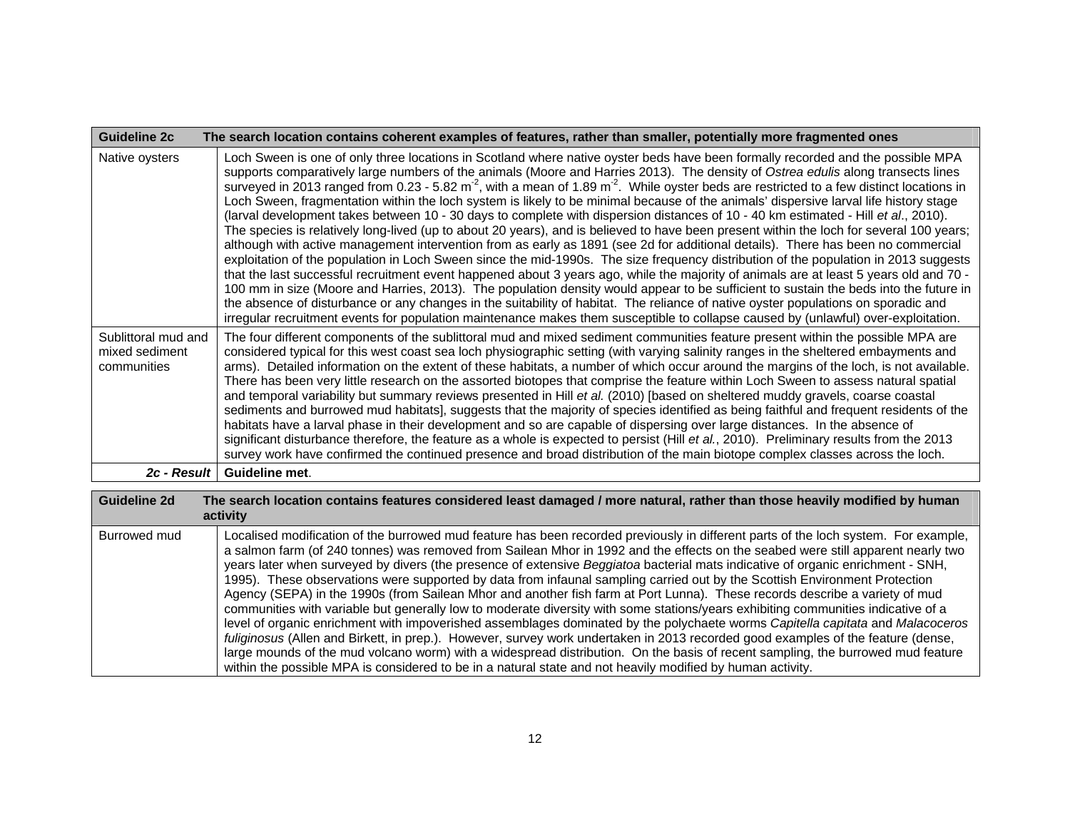| Guideline 2c | The search location contains coherent examples of features, rather than smaller, potentially more fragmented ones |
|---|---|
| Native oysters | Loch Sween is one of only three locations in Scotland where native oyster beds have been formally recorded and the possible MPA supports comparatively large numbers of the animals (Moore and Harries 2013). The density of *Ostrea edulis* along transects lines surveyed in 2013 ranged from 0.23 - 5.82 $m^{-2}$, with a mean of 1.89 $m^{-2}$. While oyster beds are restricted to a few distinct locations in Loch Sween, fragmentation within the loch system is likely to be minimal because of the animals' dispersive larval life history stage (larval development takes between 10 - 30 days to complete with dispersion distances of 10 - 40 km estimated - Hill *et al*., 2010). The species is relatively long-lived (up to about 20 years), and is believed to have been present within the loch for several 100 years; although with active management intervention from as early as 1891 (see 2d for additional details). There has been no commercial exploitation of the population in Loch Sween since the mid-1990s. The size frequency distribution of the population in 2013 suggests that the last successful recruitment event happened about 3 years ago, while the majority of animals are at least 5 years old and 70 - 100 mm in size (Moore and Harries, 2013). The population density would appear to be sufficient to sustain the beds into the future in the absence of disturbance or any changes in the suitability of habitat. The reliance of native oyster populations on sporadic and irregular recruitment events for population maintenance makes them susceptible to collapse caused by (unlawful) over-exploitation. |
| Sublittoral mud and mixed sediment communities | The four different components of the sublittoral mud and mixed sediment communities feature present within the possible MPA are considered typical for this west coast sea loch physiographic setting (with varying salinity ranges in the sheltered embayments and arms). Detailed information on the extent of these habitats, a number of which occur around the margins of the loch, is not available. There has been very little research on the assorted biotopes that comprise the feature within Loch Sween to assess natural spatial and temporal variability but summary reviews presented in Hill *et al.* (2010) [based on sheltered muddy gravels, coarse coastal sediments and burrowed mud habitats], suggests that the majority of species identified as being faithful and frequent residents of the habitats have a larval phase in their development and so are capable of dispersing over large distances. In the absence of significant disturbance therefore, the feature as a whole is expected to persist (Hill *et al.*, 2010). Preliminary results from the 2013 survey work have confirmed the continued presence and broad distribution of the main biotope complex classes across the loch. |
| ***2c - Result*** | **Guideline met**. |

| Guideline 2d | The search location contains features considered least damaged / more natural, rather than those heavily modified by human activity |
|---|---|
| Burrowed mud | Localised modification of the burrowed mud feature has been recorded previously in different parts of the loch system. For example, a salmon farm (of 240 tonnes) was removed from Sailean Mhor in 1992 and the effects on the seabed were still apparent nearly two years later when surveyed by divers (the presence of extensive *Beggiatoa* bacterial mats indicative of organic enrichment - SNH, 1995). These observations were supported by data from infaunal sampling carried out by the Scottish Environment Protection Agency (SEPA) in the 1990s (from Sailean Mhor and another fish farm at Port Lunna). These records describe a variety of mud communities with variable but generally low to moderate diversity with some stations/years exhibiting communities indicative of a level of organic enrichment with impoverished assemblages dominated by the polychaete worms *Capitella capitata* and *Malacoceros fuliginosus* (Allen and Birkett, in prep.). However, survey work undertaken in 2013 recorded good examples of the feature (dense, large mounds of the mud volcano worm) with a widespread distribution. On the basis of recent sampling, the burrowed mud feature within the possible MPA is considered to be in a natural state and not heavily modified by human activity. |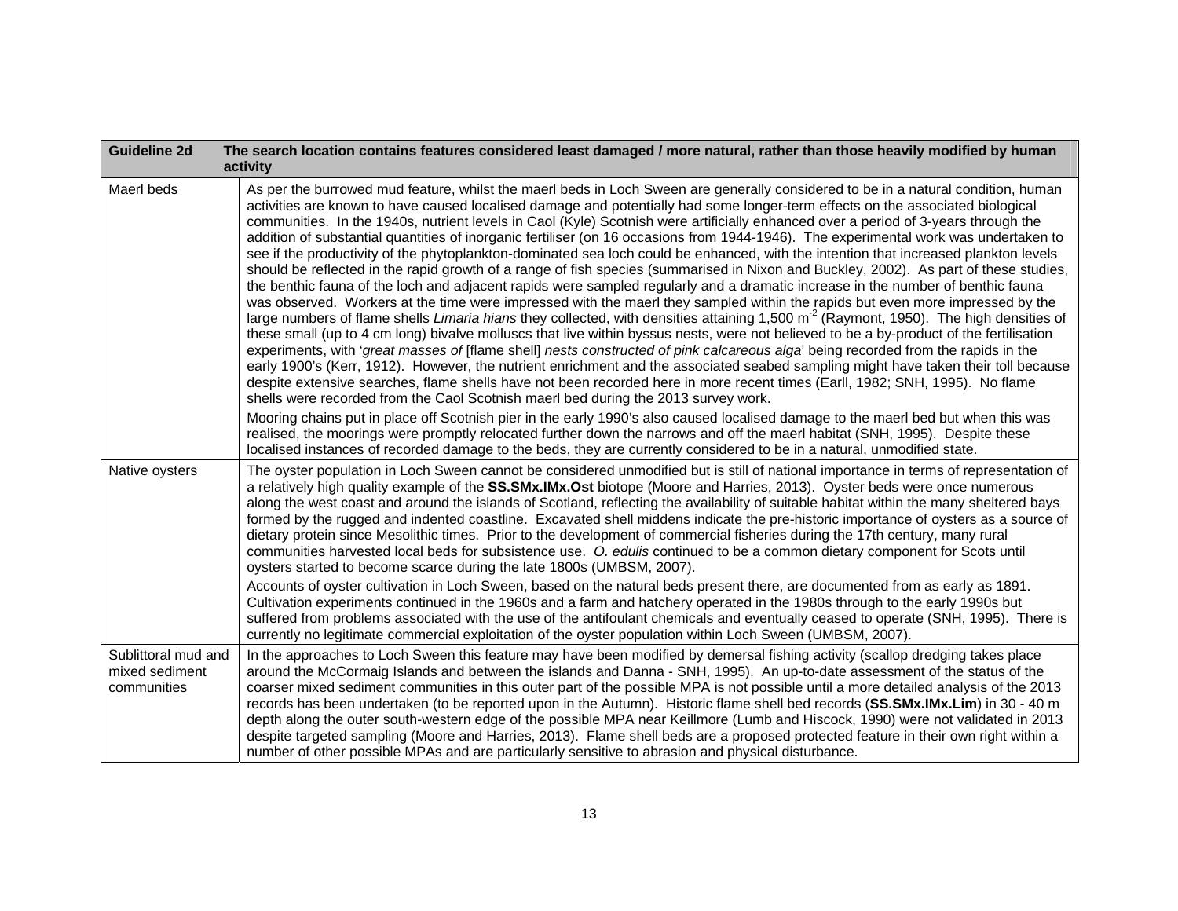| Guideline 2d | The search location contains features considered least damaged / more natural, rather than those heavily modified by human activity |
|---|---|
| Maerl beds | As per the burrowed mud feature, whilst the maerl beds in Loch Sween are generally considered to be in a natural condition, human activities are known to have caused localised damage and potentially had some longer-term effects on the associated biological communities. In the 1940s, nutrient levels in Caol (Kyle) Scotnish were artificially enhanced over a period of 3-years through the addition of substantial quantities of inorganic fertiliser (on 16 occasions from 1944-1946). The experimental work was undertaken to see if the productivity of the phytoplankton-dominated sea loch could be enhanced, with the intention that increased plankton levels should be reflected in the rapid growth of a range of fish species (summarised in Nixon and Buckley, 2002). As part of these studies, the benthic fauna of the loch and adjacent rapids were sampled regularly and a dramatic increase in the number of benthic fauna was observed. Workers at the time were impressed with the maerl they sampled within the rapids but even more impressed by the large numbers of flame shells *Limaria hians* they collected, with densities attaining 1,500 $m^{-2}$ (Raymont, 1950). The high densities of these small (up to 4 cm long) bivalve molluscs that live within byssus nests, were not believed to be a by-product of the fertilisation experiments, with '*great masses of* [flame shell] *nests constructed of pink calcareous alga*' being recorded from the rapids in the early 1900's (Kerr, 1912). However, the nutrient enrichment and the associated seabed sampling might have taken their toll because despite extensive searches, flame shells have not been recorded here in more recent times (Earll, 1982; SNH, 1995). No flame shells were recorded from the Caol Scotnish maerl bed during the 2013 survey work.<br><br>Mooring chains put in place off Scotnish pier in the early 1990's also caused localised damage to the maerl bed but when this was realised, the moorings were promptly relocated further down the narrows and off the maerl habitat (SNH, 1995). Despite these localised instances of recorded damage to the beds, they are currently considered to be in a natural, unmodified state. |
| Native oysters | The oyster population in Loch Sween cannot be considered unmodified but is still of national importance in terms of representation of a relatively high quality example of the **SS.SMx.IMx.Ost** biotope (Moore and Harries, 2013). Oyster beds were once numerous along the west coast and around the islands of Scotland, reflecting the availability of suitable habitat within the many sheltered bays formed by the rugged and indented coastline. Excavated shell middens indicate the pre-historic importance of oysters as a source of dietary protein since Mesolithic times. Prior to the development of commercial fisheries during the 17th century, many rural communities harvested local beds for subsistence use. *O. edulis* continued to be a common dietary component for Scots until oysters started to become scarce during the late 1800s (UMBSM, 2007).<br><br>Accounts of oyster cultivation in Loch Sween, based on the natural beds present there, are documented from as early as 1891. Cultivation experiments continued in the 1960s and a farm and hatchery operated in the 1980s through to the early 1990s but suffered from problems associated with the use of the antifoulant chemicals and eventually ceased to operate (SNH, 1995). There is currently no legitimate commercial exploitation of the oyster population within Loch Sween (UMBSM, 2007). |
| Sublittoral mud and mixed sediment communities | In the approaches to Loch Sween this feature may have been modified by demersal fishing activity (scallop dredging takes place around the McCormaig Islands and between the islands and Danna - SNH, 1995). An up-to-date assessment of the status of the coarser mixed sediment communities in this outer part of the possible MPA is not possible until a more detailed analysis of the 2013 records has been undertaken (to be reported upon in the Autumn). Historic flame shell bed records (**SS.SMx.IMx.Lim**) in 30 - 40 m depth along the outer south-western edge of the possible MPA near Keillmore (Lumb and Hiscock, 1990) were not validated in 2013 despite targeted sampling (Moore and Harries, 2013). Flame shell beds are a proposed protected feature in their own right within a number of other possible MPAs and are particularly sensitive to abrasion and physical disturbance. |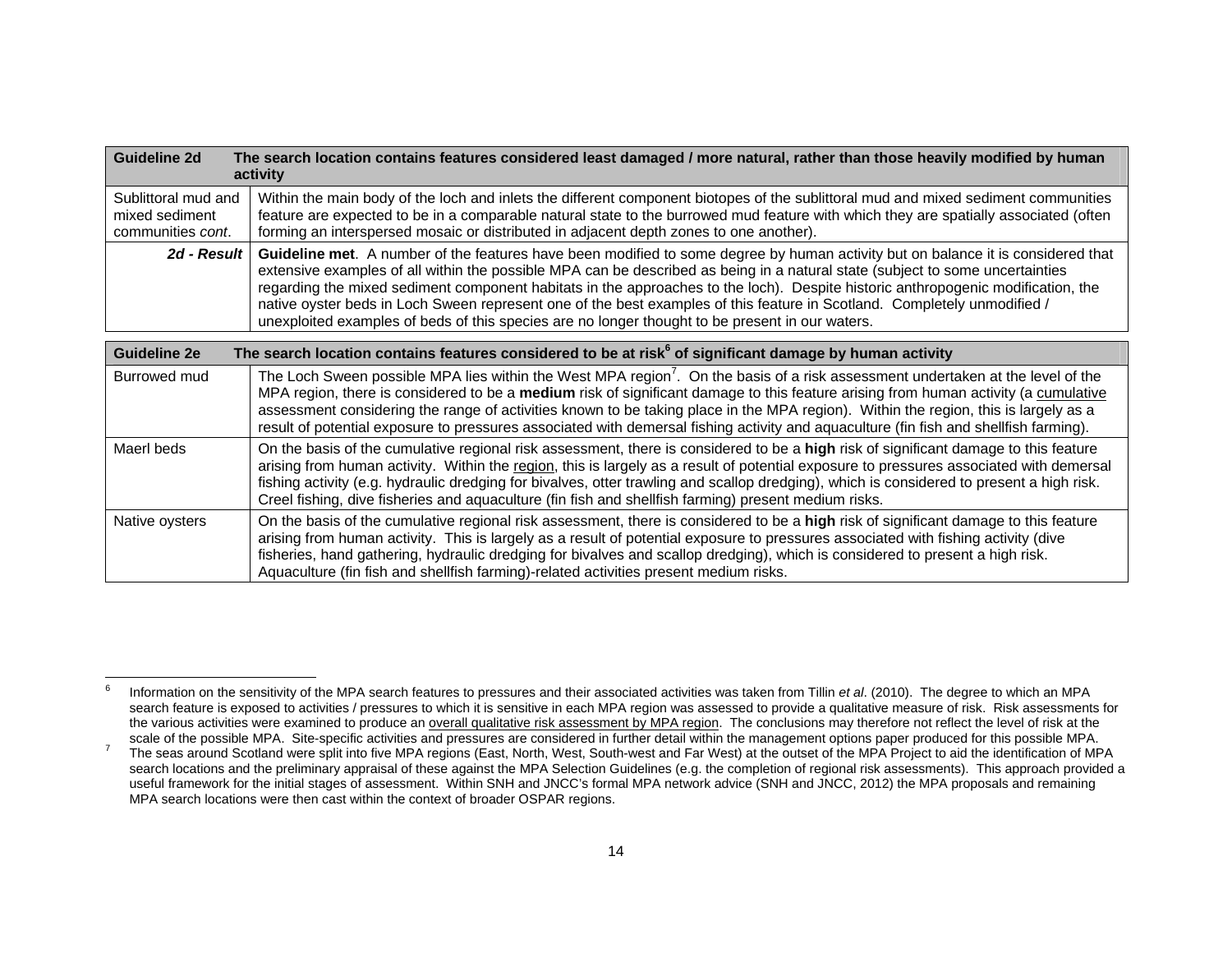| Guideline 2d | The search location contains features considered least damaged / more natural, rather than those heavily modified by human activity |
|---|---|
| Sublittoral mud and mixed sediment communities *cont*. | Within the main body of the loch and inlets the different component biotopes of the sublittoral mud and mixed sediment communities feature are expected to be in a comparable natural state to the burrowed mud feature with which they are spatially associated (often forming an interspersed mosaic or distributed in adjacent depth zones to one another). |
| ***2d - Result*** | **Guideline met**. A number of the features have been modified to some degree by human activity but on balance it is considered that extensive examples of all within the possible MPA can be described as being in a natural state (subject to some uncertainties regarding the mixed sediment component habitats in the approaches to the loch). Despite historic anthropogenic modification, the native oyster beds in Loch Sween represent one of the best examples of this feature in Scotland. Completely unmodified / unexploited examples of beds of this species are no longer thought to be present in our waters. |

| Guideline 2e | The search location contains features considered to be at risk[6] of significant damage by human activity |
|---|---|
| Burrowed mud | The Loch Sween possible MPA lies within the West MPA region[7]. On the basis of a risk assessment undertaken at the level of the MPA region, there is considered to be a **medium** risk of significant damage to this feature arising from human activity (a cumulative assessment considering the range of activities known to be taking place in the MPA region). Within the region, this is largely as a result of potential exposure to pressures associated with demersal fishing activity and aquaculture (fin fish and shellfish farming). |
| Maerl beds | On the basis of the cumulative regional risk assessment, there is considered to be a **high** risk of significant damage to this feature arising from human activity. Within the region, this is largely as a result of potential exposure to pressures associated with demersal fishing activity (e.g. hydraulic dredging for bivalves, otter trawling and scallop dredging), which is considered to present a high risk. Creel fishing, dive fisheries and aquaculture (fin fish and shellfish farming) present medium risks. |
| Native oysters | On the basis of the cumulative regional risk assessment, there is considered to be a **high** risk of significant damage to this feature arising from human activity. This is largely as a result of potential exposure to pressures associated with fishing activity (dive fisheries, hand gathering, hydraulic dredging for bivalves and scallop dredging), which is considered to present a high risk. Aquaculture (fin fish and shellfish farming)-related activities present medium risks. |

[6] Information on the sensitivity of the MPA search features to pressures and their associated activities was taken from Tillin *et al*. (2010). The degree to which an MPA search feature is exposed to activities / pressures to which it is sensitive in each MPA region was assessed to provide a qualitative measure of risk. Risk assessments for the various activities were examined to produce an overall qualitative risk assessment by MPA region. The conclusions may therefore not reflect the level of risk at the scale of the possible MPA. Site-specific activities and pressures are considered in further detail within the management options paper produced for this possible MPA.

[7] The seas around Scotland were split into five MPA regions (East, North, West, South-west and Far West) at the outset of the MPA Project to aid the identification of MPA search locations and the preliminary appraisal of these against the MPA Selection Guidelines (e.g. the completion of regional risk assessments). This approach provided a useful framework for the initial stages of assessment. Within SNH and JNCC's formal MPA network advice (SNH and JNCC, 2012) the MPA proposals and remaining MPA search locations were then cast within the context of broader OSPAR regions.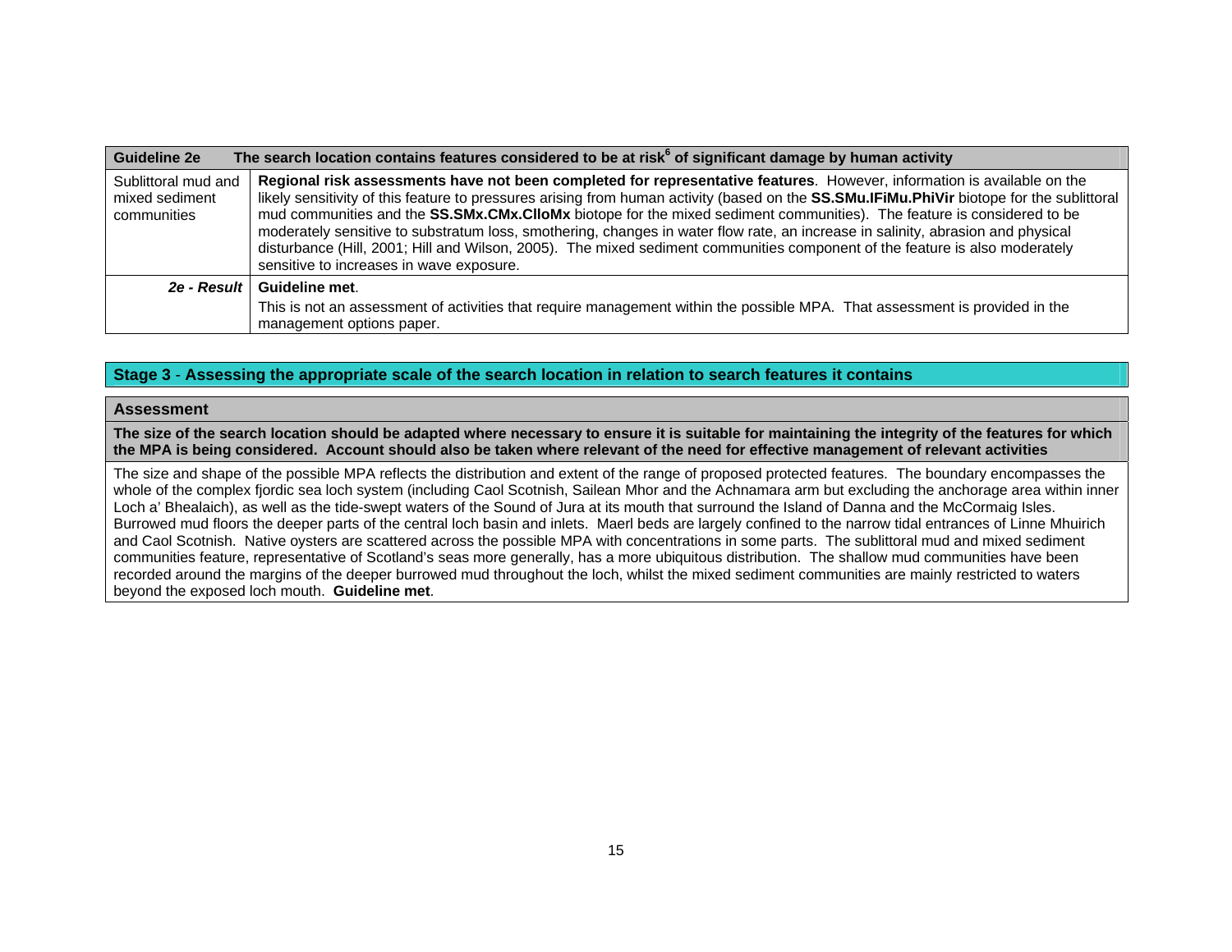| Guideline 2e | The search location contains features considered to be at risk[6] of significant damage by human activity |
|---|---|
| Sublittoral mud and mixed sediment communities | **Regional risk assessments have not been completed for representative features**. However, information is available on the likely sensitivity of this feature to pressures arising from human activity (based on the **SS.SMu.IFiMu.PhiVir** biotope for the sublittoral mud communities and the **SS.SMx.CMx.ClloMx** biotope for the mixed sediment communities). The feature is considered to be moderately sensitive to substratum loss, smothering, changes in water flow rate, an increase in salinity, abrasion and physical disturbance (Hill, 2001; Hill and Wilson, 2005). The mixed sediment communities component of the feature is also moderately sensitive to increases in wave exposure. |
| ***2e - Result*** | **Guideline met**. This is not an assessment of activities that require management within the possible MPA. That assessment is provided in the management options paper. |

## Stage 3 - Assessing the appropriate scale of the search location in relation to search features it contains

| Assessment |
|---|
| **The size of the search location should be adapted where necessary to ensure it is suitable for maintaining the integrity of the features for which the MPA is being considered. Account should also be taken where relevant of the need for effective management of relevant activities** |
| The size and shape of the possible MPA reflects the distribution and extent of the range of proposed protected features. The boundary encompasses the whole of the complex fjordic sea loch system (including Caol Scotnish, Sailean Mhor and the Achnamara arm but excluding the anchorage area within inner Loch a' Bhealaich), as well as the tide-swept waters of the Sound of Jura at its mouth that surround the Island of Danna and the McCormaig Isles. Burrowed mud floors the deeper parts of the central loch basin and inlets. Maerl beds are largely confined to the narrow tidal entrances of Linne Mhuirich and Caol Scotnish. Native oysters are scattered across the possible MPA with concentrations in some parts. The sublittoral mud and mixed sediment communities feature, representative of Scotland's seas more generally, has a more ubiquitous distribution. The shallow mud communities have been recorded around the margins of the deeper burrowed mud throughout the loch, whilst the mixed sediment communities are mainly restricted to waters beyond the exposed loch mouth. **Guideline met**. |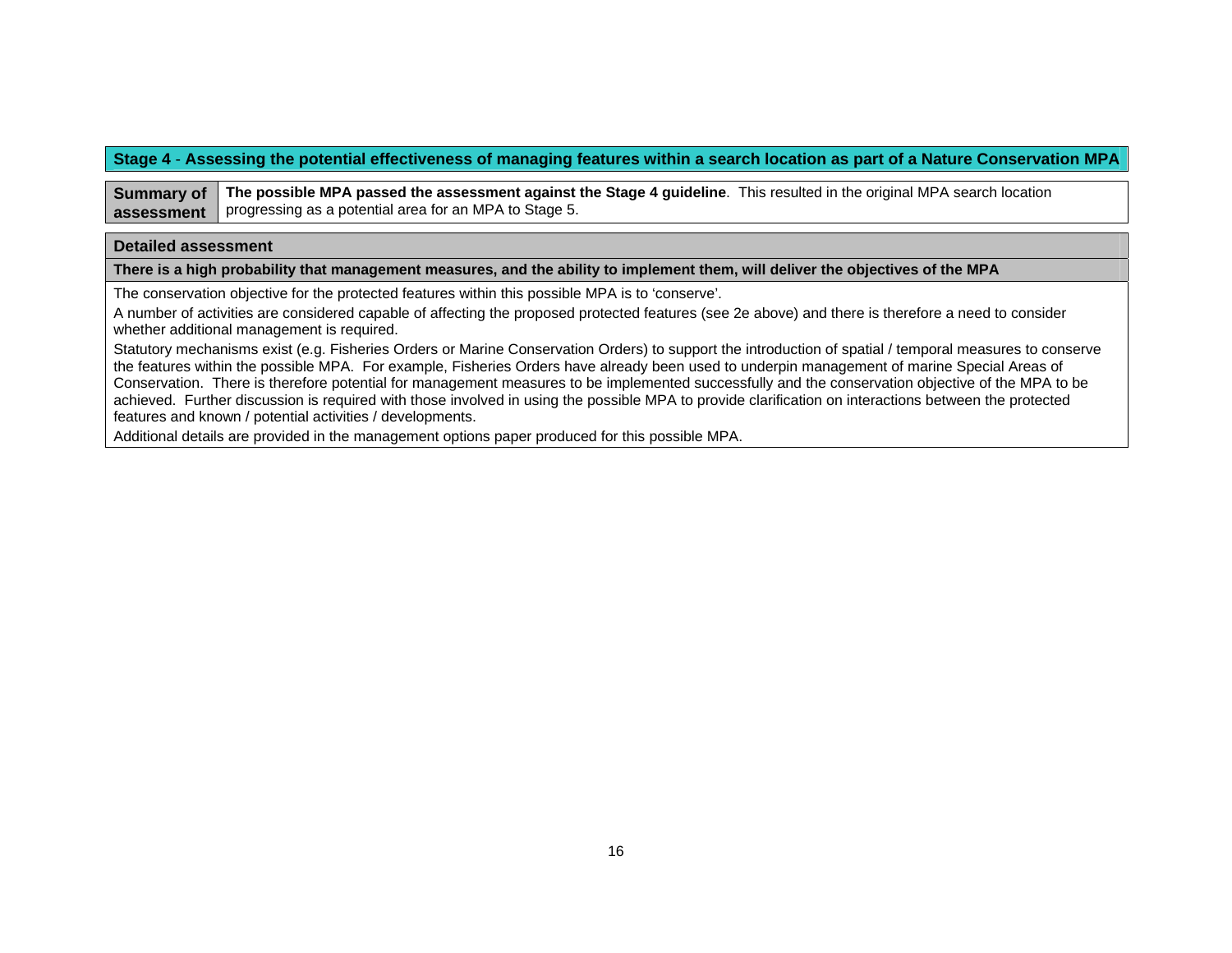## Stage 4 - Assessing the potential effectiveness of managing features within a search location as part of a Nature Conservation MPA

| **Summary of assessment** | **The possible MPA passed the assessment against the Stage 4 guideline**. This resulted in the original MPA search location progressing as a potential area for an MPA to Stage 5. |
|---|---|

### Detailed assessment

**There is a high probability that management measures, and the ability to implement them, will deliver the objectives of the MPA**

The conservation objective for the protected features within this possible MPA is to 'conserve'.

A number of activities are considered capable of affecting the proposed protected features (see 2e above) and there is therefore a need to consider whether additional management is required.

Statutory mechanisms exist (e.g. Fisheries Orders or Marine Conservation Orders) to support the introduction of spatial / temporal measures to conserve the features within the possible MPA. For example, Fisheries Orders have already been used to underpin management of marine Special Areas of Conservation. There is therefore potential for management measures to be implemented successfully and the conservation objective of the MPA to be achieved. Further discussion is required with those involved in using the possible MPA to provide clarification on interactions between the protected features and known / potential activities / developments.

Additional details are provided in the management options paper produced for this possible MPA.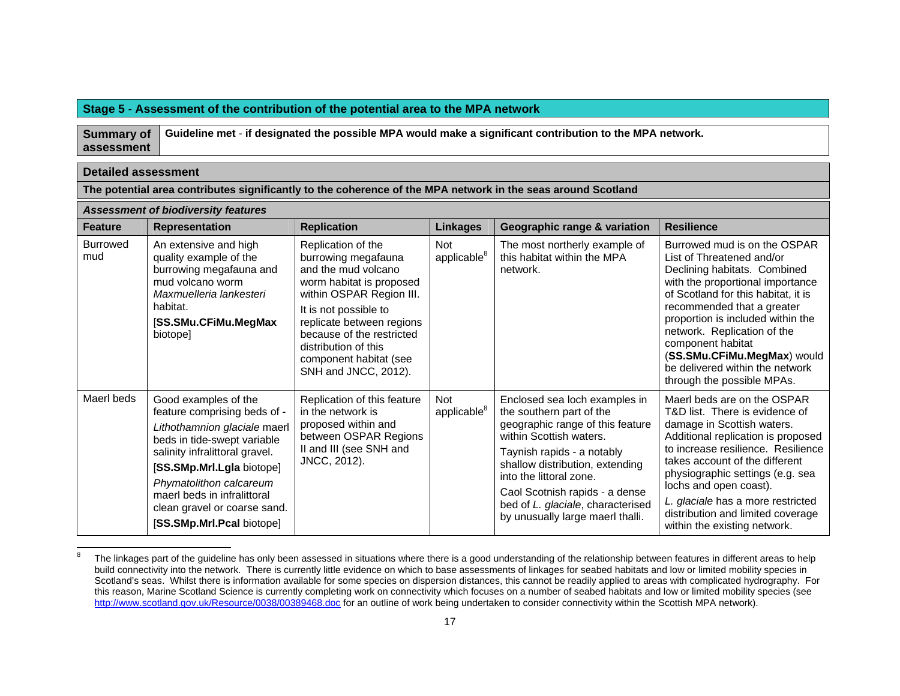**Stage 5 - Assessment of the contribution of the potential area to the MPA network**

| Summary of assessment | **Guideline met - if designated the possible MPA would make a significant contribution to the MPA network.** |
|---|---|

**Detailed assessment**

**The potential area contributes significantly to the coherence of the MPA network in the seas around Scotland**

***Assessment of biodiversity features***

| Feature | Representation | Replication | Linkages | Geographic range & variation | Resilience |
|---|---|---|---|---|---|
| Burrowed mud | An extensive and high quality example of the burrowing megafauna and mud volcano worm *Maxmuelleria lankesteri* habitat. [**SS.SMu.CFiMu.MegMax** biotope] | Replication of the burrowing megafauna and the mud volcano worm habitat is proposed within OSPAR Region III. It is not possible to replicate between regions because of the restricted distribution of this component habitat (see SNH and JNCC, 2012). | Not applicable[8] | The most northerly example of this habitat within the MPA network. | Burrowed mud is on the OSPAR List of Threatened and/or Declining habitats. Combined with the proportional importance of Scotland for this habitat, it is recommended that a greater proportion is included within the network. Replication of the component habitat (**SS.SMu.CFiMu.MegMax**) would be delivered within the network through the possible MPAs. |
| Maerl beds | Good examples of the feature comprising beds of - *Lithothamnion glaciale* maerl beds in tide-swept variable salinity infralittoral gravel. [**SS.SMp.Mrl.Lgla** biotope] *Phymatolithon calcareum* maerl beds in infralittoral clean gravel or coarse sand. [**SS.SMp.Mrl.Pcal** biotope] | Replication of this feature in the network is proposed within and between OSPAR Regions II and III (see SNH and JNCC, 2012). | Not applicable[8] | Enclosed sea loch examples in the southern part of the geographic range of this feature within Scottish waters. Taynish rapids - a notably shallow distribution, extending into the littoral zone. Caol Scotnish rapids - a dense bed of *L. glaciale*, characterised by unusually large maerl thalli. | Maerl beds are on the OSPAR T&D list. There is evidence of damage in Scottish waters. Additional replication is proposed to increase resilience. Resilience takes account of the different physiographic settings (e.g. sea lochs and open coast). *L. glaciale* has a more restricted distribution and limited coverage within the existing network. |

[8] The linkages part of the guideline has only been assessed in situations where there is a good understanding of the relationship between features in different areas to help build connectivity into the network. There is currently little evidence on which to base assessments of linkages for seabed habitats and low or limited mobility species in Scotland's seas. Whilst there is information available for some species on dispersion distances, this cannot be readily applied to areas with complicated hydrography. For this reason, Marine Scotland Science is currently completing work on connectivity which focuses on a number of seabed habitats and low or limited mobility species (see http://www.scotland.gov.uk/Resource/0038/00389468.doc for an outline of work being undertaken to consider connectivity within the Scottish MPA network).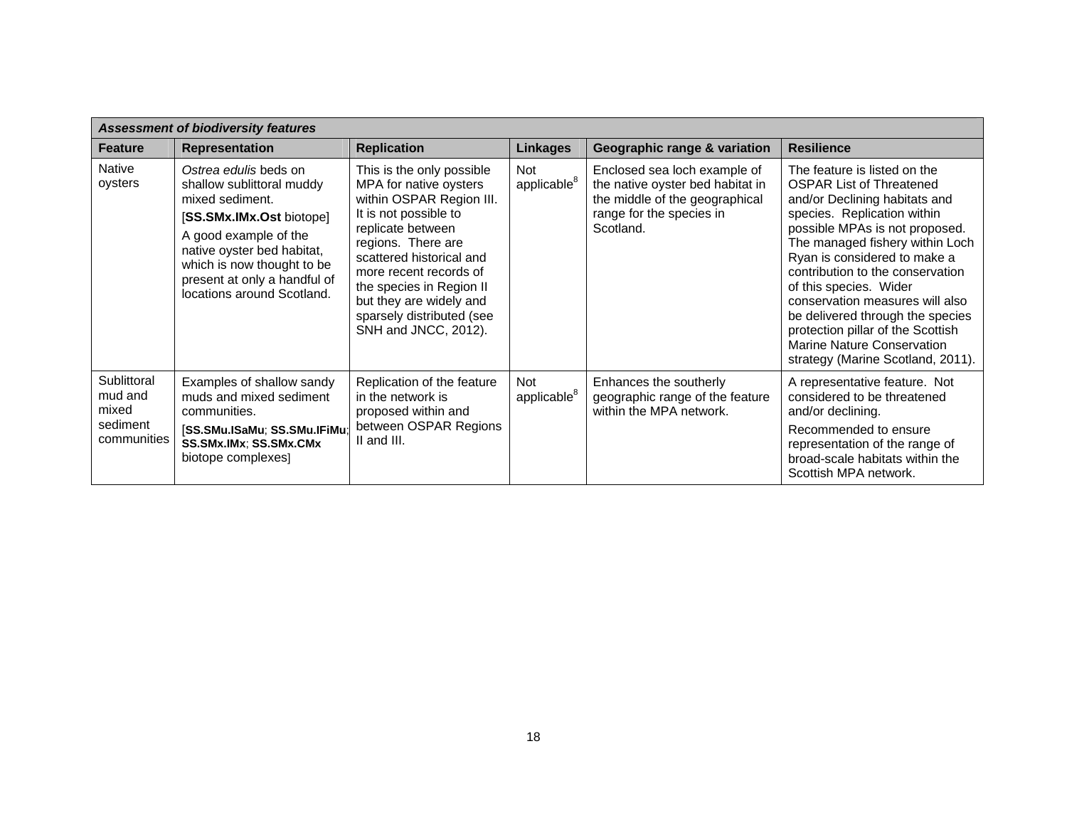| *Assessment of biodiversity features* | | | | | |
|---|---|---|---|---|---|
| **Feature** | **Representation** | **Replication** | **Linkages** | **Geographic range & variation** | **Resilience** |
| Native oysters | *Ostrea edulis* beds on shallow sublittoral muddy mixed sediment. [**SS.SMx.IMx.Ost** biotope] A good example of the native oyster bed habitat, which is now thought to be present at only a handful of locations around Scotland. | This is the only possible MPA for native oysters within OSPAR Region III. It is not possible to replicate between regions. There are scattered historical and more recent records of the species in Region II but they are widely and sparsely distributed (see SNH and JNCC, 2012). | Not applicable[8] | Enclosed sea loch example of the native oyster bed habitat in the middle of the geographical range for the species in Scotland. | The feature is listed on the OSPAR List of Threatened and/or Declining habitats and species. Replication within possible MPAs is not proposed. The managed fishery within Loch Ryan is considered to make a contribution to the conservation of this species. Wider conservation measures will also be delivered through the species protection pillar of the Scottish Marine Nature Conservation strategy (Marine Scotland, 2011). |
| Sublittoral mud and mixed sediment communities | Examples of shallow sandy muds and mixed sediment communities. [**SS.SMu.ISaMu**; **SS.SMu.IFiMu**; **SS.SMx.IMx**; **SS.SMx.CMx** biotope complexes] | Replication of the feature in the network is proposed within and between OSPAR Regions II and III. | Not applicable[8] | Enhances the southerly geographic range of the feature within the MPA network. | A representative feature. Not considered to be threatened and/or declining. Recommended to ensure representation of the range of broad-scale habitats within the Scottish MPA network. |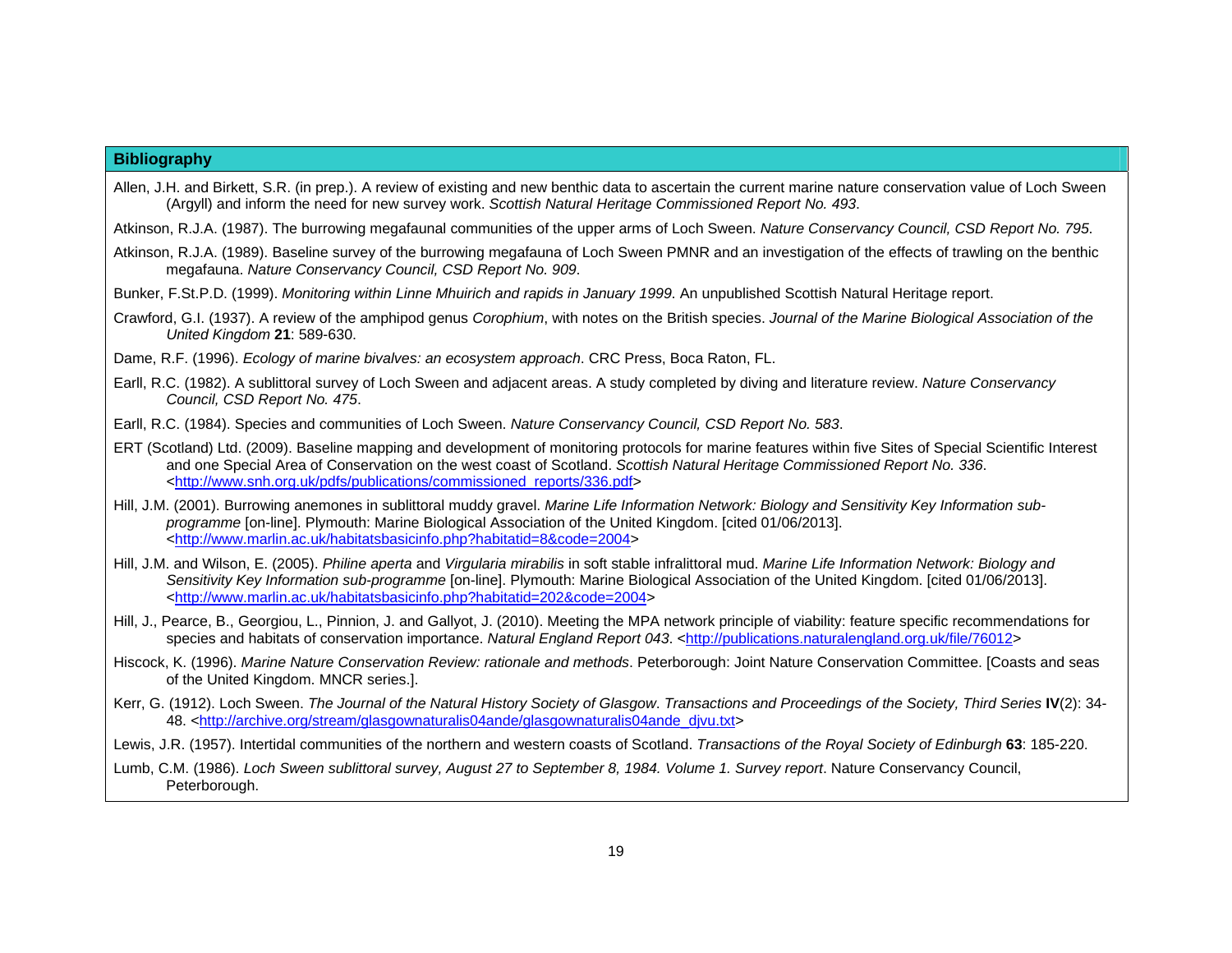## Bibliography

Allen, J.H. and Birkett, S.R. (in prep.). A review of existing and new benthic data to ascertain the current marine nature conservation value of Loch Sween (Argyll) and inform the need for new survey work. *Scottish Natural Heritage Commissioned Report No. 493*.

Atkinson, R.J.A. (1987). The burrowing megafaunal communities of the upper arms of Loch Sween. *Nature Conservancy Council, CSD Report No. 795*.

Atkinson, R.J.A. (1989). Baseline survey of the burrowing megafauna of Loch Sween PMNR and an investigation of the effects of trawling on the benthic megafauna. *Nature Conservancy Council, CSD Report No. 909*.

Bunker, F.St.P.D. (1999). *Monitoring within Linne Mhuirich and rapids in January 1999*. An unpublished Scottish Natural Heritage report.

Crawford, G.I. (1937). A review of the amphipod genus *Corophium*, with notes on the British species. *Journal of the Marine Biological Association of the United Kingdom* **21**: 589-630.

Dame, R.F. (1996). *Ecology of marine bivalves: an ecosystem approach*. CRC Press, Boca Raton, FL.

Earll, R.C. (1982). A sublittoral survey of Loch Sween and adjacent areas. A study completed by diving and literature review. *Nature Conservancy Council, CSD Report No. 475*.

Earll, R.C. (1984). Species and communities of Loch Sween. *Nature Conservancy Council, CSD Report No. 583*.

ERT (Scotland) Ltd. (2009). Baseline mapping and development of monitoring protocols for marine features within five Sites of Special Scientific Interest and one Special Area of Conservation on the west coast of Scotland. *Scottish Natural Heritage Commissioned Report No. 336*. <http://www.snh.org.uk/pdfs/publications/commissioned_reports/336.pdf>

Hill, J.M. (2001). Burrowing anemones in sublittoral muddy gravel. *Marine Life Information Network: Biology and Sensitivity Key Information sub-programme* [on-line]. Plymouth: Marine Biological Association of the United Kingdom. [cited 01/06/2013]. <http://www.marlin.ac.uk/habitatsbasicinfo.php?habitatid=8&code=2004>

Hill, J.M. and Wilson, E. (2005). *Philine aperta* and *Virgularia mirabilis* in soft stable infralittoral mud. *Marine Life Information Network: Biology and Sensitivity Key Information sub-programme* [on-line]. Plymouth: Marine Biological Association of the United Kingdom. [cited 01/06/2013]. <http://www.marlin.ac.uk/habitatsbasicinfo.php?habitatid=202&code=2004>

Hill, J., Pearce, B., Georgiou, L., Pinnion, J. and Gallyot, J. (2010). Meeting the MPA network principle of viability: feature specific recommendations for species and habitats of conservation importance. *Natural England Report 043*. <http://publications.naturalengland.org.uk/file/76012>

Hiscock, K. (1996). *Marine Nature Conservation Review: rationale and methods*. Peterborough: Joint Nature Conservation Committee. [Coasts and seas of the United Kingdom. MNCR series.].

Kerr, G. (1912). Loch Sween. *The Journal of the Natural History Society of Glasgow*. *Transactions and Proceedings of the Society, Third Series* **IV**(2): 34-48. <http://archive.org/stream/glasgownaturalis04ande/glasgownaturalis04ande_djvu.txt>

Lewis, J.R. (1957). Intertidal communities of the northern and western coasts of Scotland. *Transactions of the Royal Society of Edinburgh* **63**: 185-220.

Lumb, C.M. (1986). *Loch Sween sublittoral survey, August 27 to September 8, 1984. Volume 1. Survey report*. Nature Conservancy Council, Peterborough.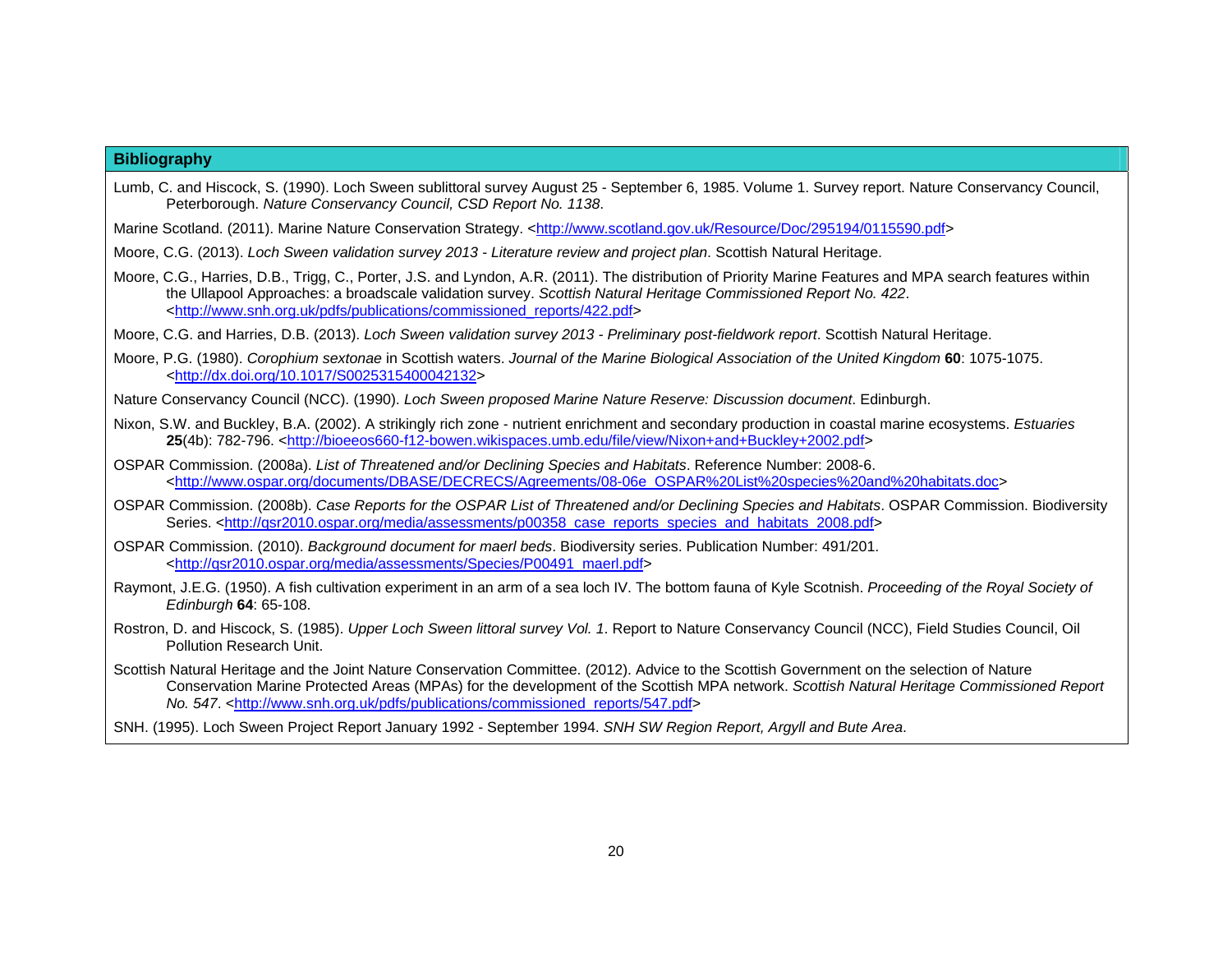## Bibliography

Lumb, C. and Hiscock, S. (1990). Loch Sween sublittoral survey August 25 - September 6, 1985. Volume 1. Survey report. Nature Conservancy Council, Peterborough. *Nature Conservancy Council, CSD Report No. 1138*.

Marine Scotland. (2011). Marine Nature Conservation Strategy. <http://www.scotland.gov.uk/Resource/Doc/295194/0115590.pdf>

Moore, C.G. (2013). *Loch Sween validation survey 2013 - Literature review and project plan*. Scottish Natural Heritage.

Moore, C.G., Harries, D.B., Trigg, C., Porter, J.S. and Lyndon, A.R. (2011). The distribution of Priority Marine Features and MPA search features within the Ullapool Approaches: a broadscale validation survey. *Scottish Natural Heritage Commissioned Report No. 422*. <http://www.snh.org.uk/pdfs/publications/commissioned_reports/422.pdf>

Moore, C.G. and Harries, D.B. (2013). *Loch Sween validation survey 2013 - Preliminary post-fieldwork report*. Scottish Natural Heritage.

Moore, P.G. (1980). *Corophium sextonae* in Scottish waters. *Journal of the Marine Biological Association of the United Kingdom* **60**: 1075-1075. <http://dx.doi.org/10.1017/S0025315400042132>

Nature Conservancy Council (NCC). (1990). *Loch Sween proposed Marine Nature Reserve: Discussion document*. Edinburgh.

Nixon, S.W. and Buckley, B.A. (2002). A strikingly rich zone - nutrient enrichment and secondary production in coastal marine ecosystems. *Estuaries* **25**(4b): 782-796. <http://bioeeos660-f12-bowen.wikispaces.umb.edu/file/view/Nixon+and+Buckley+2002.pdf>

OSPAR Commission. (2008a). *List of Threatened and/or Declining Species and Habitats*. Reference Number: 2008-6. <http://www.ospar.org/documents/DBASE/DECRECS/Agreements/08-06e_OSPAR%20List%20species%20and%20habitats.doc>

OSPAR Commission. (2008b). *Case Reports for the OSPAR List of Threatened and/or Declining Species and Habitats*. OSPAR Commission. Biodiversity Series. <http://qsr2010.ospar.org/media/assessments/p00358_case_reports_species_and_habitats_2008.pdf>

OSPAR Commission. (2010). *Background document for maerl beds*. Biodiversity series. Publication Number: 491/201. <http://qsr2010.ospar.org/media/assessments/Species/P00491_maerl.pdf>

Raymont, J.E.G. (1950). A fish cultivation experiment in an arm of a sea loch IV. The bottom fauna of Kyle Scotnish. *Proceeding of the Royal Society of Edinburgh* **64**: 65-108.

Rostron, D. and Hiscock, S. (1985). *Upper Loch Sween littoral survey Vol. 1*. Report to Nature Conservancy Council (NCC), Field Studies Council, Oil Pollution Research Unit.

Scottish Natural Heritage and the Joint Nature Conservation Committee. (2012). Advice to the Scottish Government on the selection of Nature Conservation Marine Protected Areas (MPAs) for the development of the Scottish MPA network. *Scottish Natural Heritage Commissioned Report No. 547*. <http://www.snh.org.uk/pdfs/publications/commissioned_reports/547.pdf>

SNH. (1995). Loch Sween Project Report January 1992 - September 1994. *SNH SW Region Report, Argyll and Bute Area*.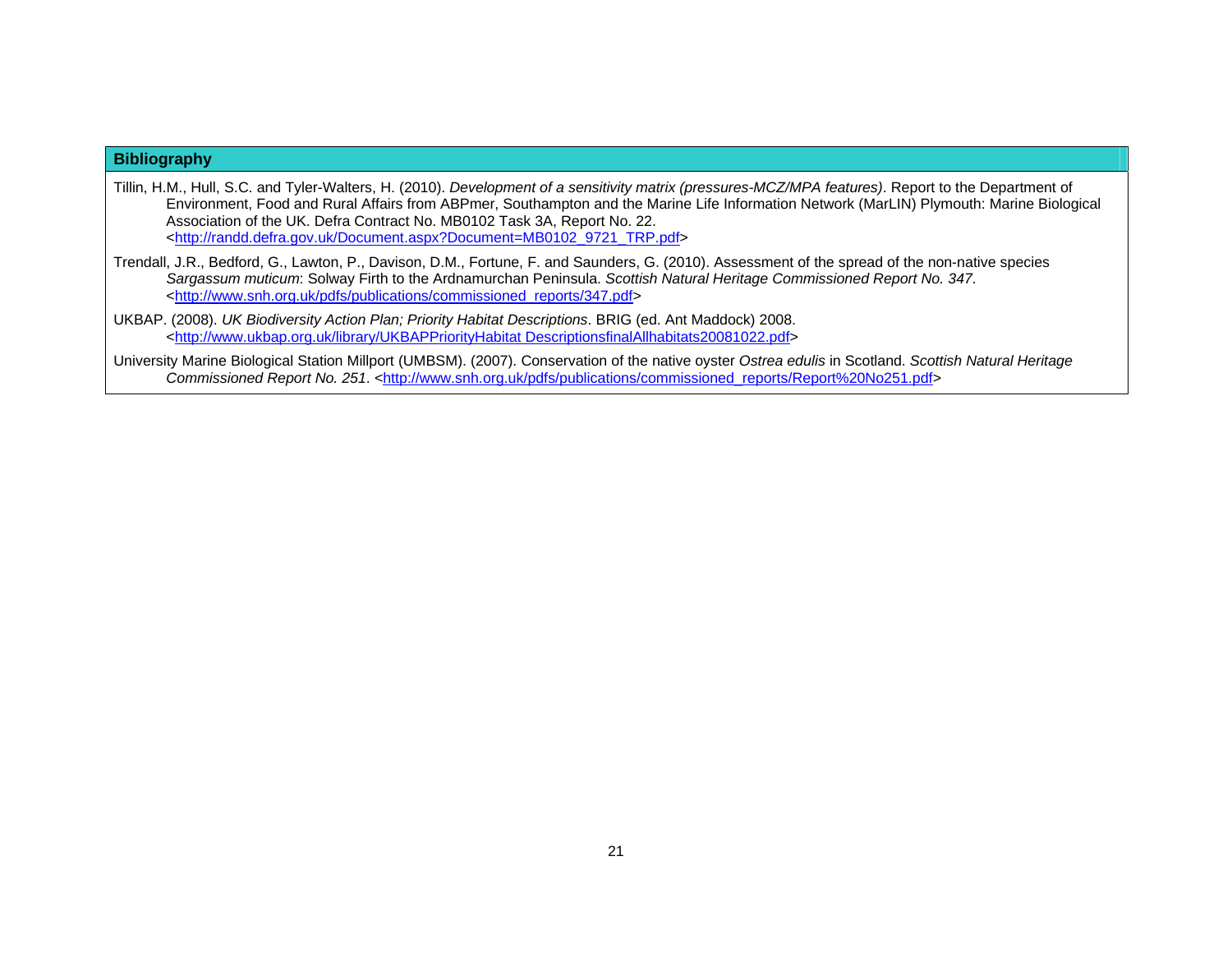## Bibliography

Tillin, H.M., Hull, S.C. and Tyler-Walters, H. (2010). *Development of a sensitivity matrix (pressures-MCZ/MPA features)*. Report to the Department of Environment, Food and Rural Affairs from ABPmer, Southampton and the Marine Life Information Network (MarLIN) Plymouth: Marine Biological Association of the UK. Defra Contract No. MB0102 Task 3A, Report No. 22. <http://randd.defra.gov.uk/Document.aspx?Document=MB0102_9721_TRP.pdf>

Trendall, J.R., Bedford, G., Lawton, P., Davison, D.M., Fortune, F. and Saunders, G. (2010). Assessment of the spread of the non-native species *Sargassum muticum*: Solway Firth to the Ardnamurchan Peninsula. *Scottish Natural Heritage Commissioned Report No. 347.* <http://www.snh.org.uk/pdfs/publications/commissioned_reports/347.pdf>

UKBAP. (2008). *UK Biodiversity Action Plan; Priority Habitat Descriptions*. BRIG (ed. Ant Maddock) 2008. <http://www.ukbap.org.uk/library/UKBAPPriorityHabitat DescriptionsfinalAllhabitats20081022.pdf>

University Marine Biological Station Millport (UMBSM). (2007). Conservation of the native oyster *Ostrea edulis* in Scotland. *Scottish Natural Heritage Commissioned Report No. 251*. <http://www.snh.org.uk/pdfs/publications/commissioned_reports/Report%20No251.pdf>